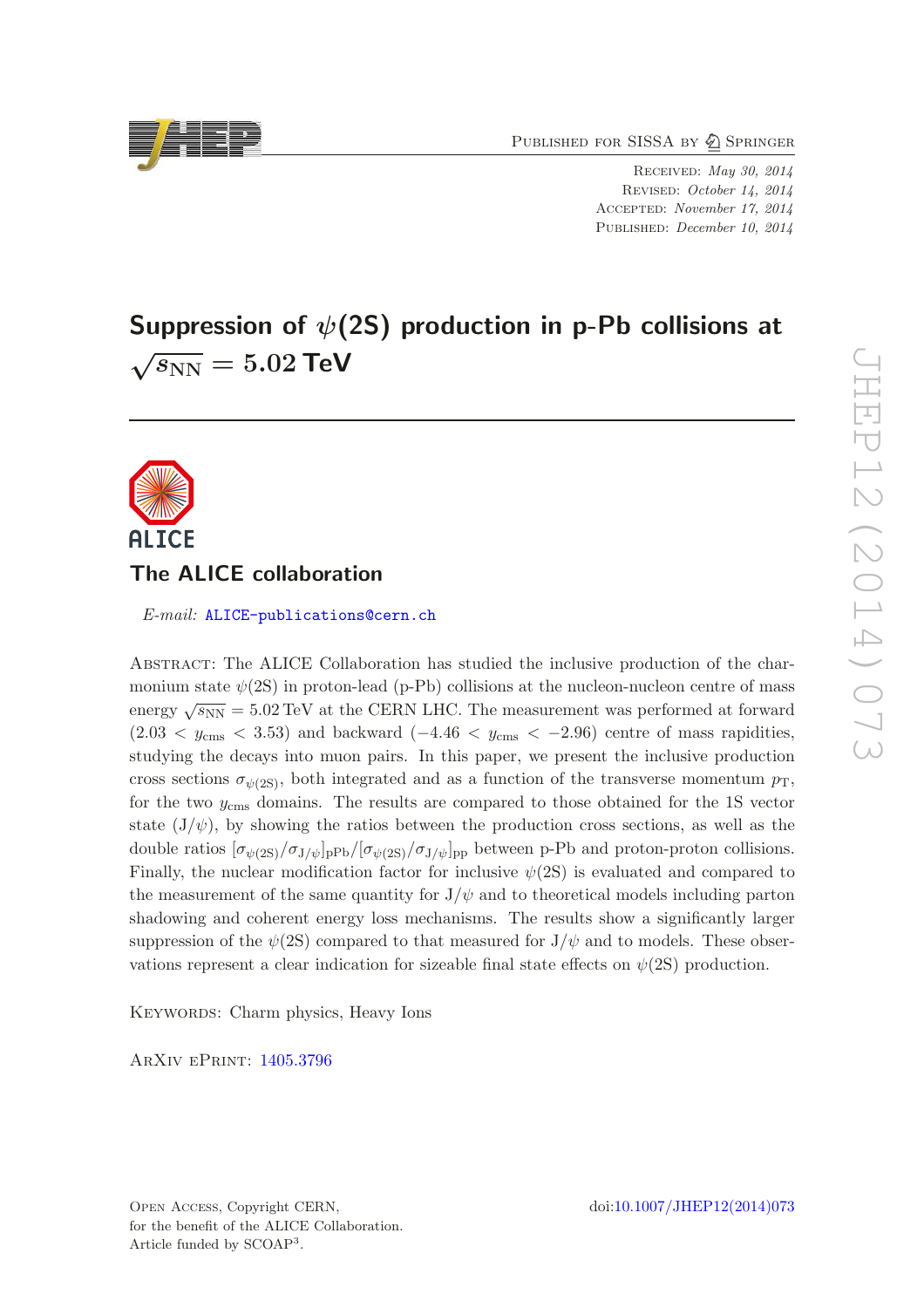Published for SISSA by Springer

Received: *May 30, 2014*
Revised: *October 14, 2014*
Accepted: *November 17, 2014*
Published: *December 10, 2014*

# Suppression of $\psi$(2S) production in p-Pb collisions at $\sqrt{s_{\rm NN}} = 5.02$ TeV

## The ALICE collaboration

*E-mail:* ALICE-publications@cern.ch

Abstract: The ALICE Collaboration has studied the inclusive production of the charmonium state $\psi$(2S) in proton-lead (p-Pb) collisions at the nucleon-nucleon centre of mass energy $\sqrt{s_{\rm NN}} = 5.02$ TeV at the CERN LHC. The measurement was performed at forward ($2.03 < y_{\rm cms} < 3.53$) and backward ($-4.46 < y_{\rm cms} < -2.96$) centre of mass rapidities, studying the decays into muon pairs. In this paper, we present the inclusive production cross sections $\sigma_{\psi(2S)}$, both integrated and as a function of the transverse momentum $p_{\rm T}$, for the two $y_{\rm cms}$ domains. The results are compared to those obtained for the 1S vector state (J/$\psi$), by showing the ratios between the production cross sections, as well as the double ratios $[\sigma_{\psi(2S)}/\sigma_{{\rm J}/\psi}]_{\rm pPb}/[\sigma_{\psi(2S)}/\sigma_{{\rm J}/\psi}]_{\rm pp}$ between p-Pb and proton-proton collisions. Finally, the nuclear modification factor for inclusive $\psi$(2S) is evaluated and compared to the measurement of the same quantity for J/$\psi$ and to theoretical models including parton shadowing and coherent energy loss mechanisms. The results show a significantly larger suppression of the $\psi$(2S) compared to that measured for J/$\psi$ and to models. These observations represent a clear indication for sizeable final state effects on $\psi$(2S) production.

Keywords: Charm physics, Heavy Ions

ArXiv ePrint: 1405.3796

Open Access, Copyright CERN,
for the benefit of the ALICE Collaboration.
Article funded by SCOAP[3].

doi:10.1007/JHEP12(2014)073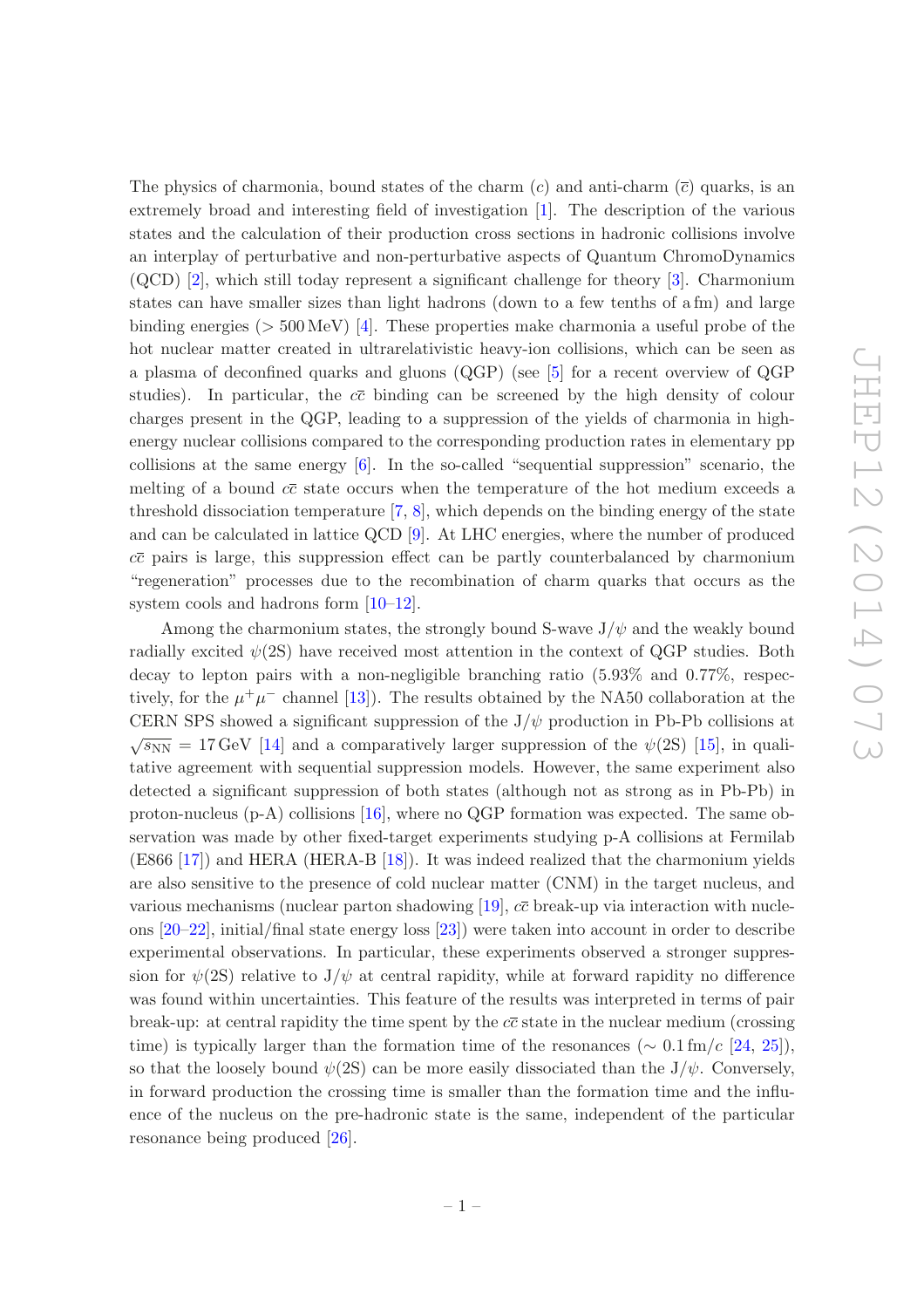The physics of charmonia, bound states of the charm ($c$) and anti-charm ($\bar{c}$) quarks, is an extremely broad and interesting field of investigation [1]. The description of the various states and the calculation of their production cross sections in hadronic collisions involve an interplay of perturbative and non-perturbative aspects of Quantum ChromoDynamics (QCD) [2], which still today represent a significant challenge for theory [3]. Charmonium states can have smaller sizes than light hadrons (down to a few tenths of a fm) and large binding energies (> 500 MeV) [4]. These properties make charmonia a useful probe of the hot nuclear matter created in ultrarelativistic heavy-ion collisions, which can be seen as a plasma of deconfined quarks and gluons (QGP) (see [5] for a recent overview of QGP studies). In particular, the $c\bar{c}$ binding can be screened by the high density of colour charges present in the QGP, leading to a suppression of the yields of charmonia in high-energy nuclear collisions compared to the corresponding production rates in elementary pp collisions at the same energy [6]. In the so-called "sequential suppression" scenario, the melting of a bound $c\bar{c}$ state occurs when the temperature of the hot medium exceeds a threshold dissociation temperature [7, 8], which depends on the binding energy of the state and can be calculated in lattice QCD [9]. At LHC energies, where the number of produced $c\bar{c}$ pairs is large, this suppression effect can be partly counterbalanced by charmonium "regeneration" processes due to the recombination of charm quarks that occurs as the system cools and hadrons form [10–12].

Among the charmonium states, the strongly bound S-wave J/$\psi$ and the weakly bound radially excited $\psi$(2S) have received most attention in the context of QGP studies. Both decay to lepton pairs with a non-negligible branching ratio (5.93% and 0.77%, respectively, for the $\mu^+\mu^-$ channel [13]). The results obtained by the NA50 collaboration at the CERN SPS showed a significant suppression of the J/$\psi$ production in Pb-Pb collisions at $\sqrt{s_{\rm NN}} = 17$ GeV [14] and a comparatively larger suppression of the $\psi$(2S) [15], in qualitative agreement with sequential suppression models. However, the same experiment also detected a significant suppression of both states (although not as strong as in Pb-Pb) in proton-nucleus (p-A) collisions [16], where no QGP formation was expected. The same observation was made by other fixed-target experiments studying p-A collisions at Fermilab (E866 [17]) and HERA (HERA-B [18]). It was indeed realized that the charmonium yields are also sensitive to the presence of cold nuclear matter (CNM) in the target nucleus, and various mechanisms (nuclear parton shadowing [19], $c\bar{c}$ break-up via interaction with nucleons [20–22], initial/final state energy loss [23]) were taken into account in order to describe experimental observations. In particular, these experiments observed a stronger suppression for $\psi$(2S) relative to J/$\psi$ at central rapidity, while at forward rapidity no difference was found within uncertainties. This feature of the results was interpreted in terms of pair break-up: at central rapidity the time spent by the $c\bar{c}$ state in the nuclear medium (crossing time) is typically larger than the formation time of the resonances ($\sim 0.1\,{\rm fm}/c$ [24, 25]), so that the loosely bound $\psi$(2S) can be more easily dissociated than the J/$\psi$. Conversely, in forward production the crossing time is smaller than the formation time and the influence of the nucleus on the pre-hadronic state is the same, independent of the particular resonance being produced [26].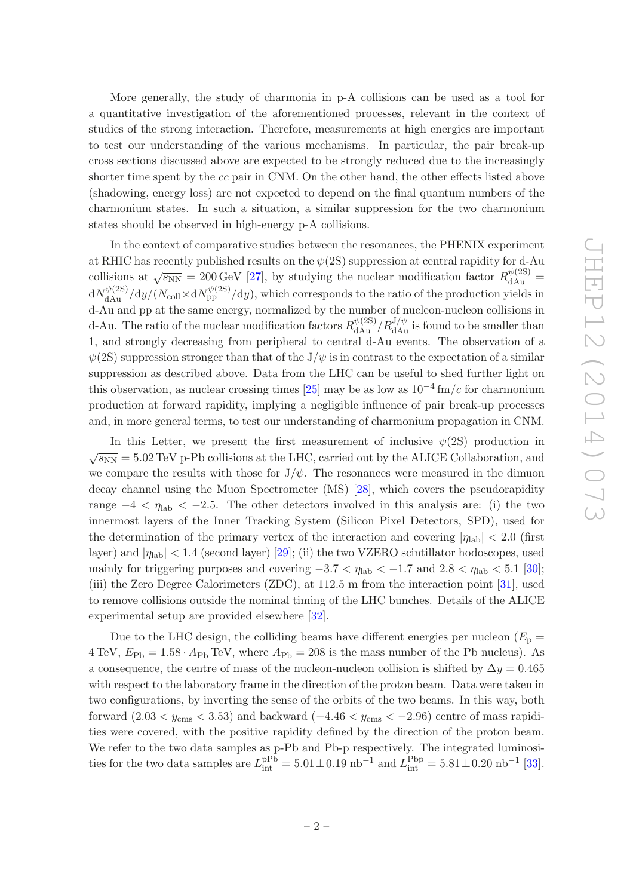More generally, the study of charmonia in p-A collisions can be used as a tool for a quantitative investigation of the aforementioned processes, relevant in the context of studies of the strong interaction. Therefore, measurements at high energies are important to test our understanding of the various mechanisms. In particular, the pair break-up cross sections discussed above are expected to be strongly reduced due to the increasingly shorter time spent by the $c\bar{c}$ pair in CNM. On the other hand, the other effects listed above (shadowing, energy loss) are not expected to depend on the final quantum numbers of the charmonium states. In such a situation, a similar suppression for the two charmonium states should be observed in high-energy p-A collisions.

In the context of comparative studies between the resonances, the PHENIX experiment at RHIC has recently published results on the $\psi(2S)$ suppression at central rapidity for d-Au collisions at $\sqrt{s_{\rm NN}} = 200\,\text{GeV}$ [27], by studying the nuclear modification factor $R^{\psi(2S)}_{\rm dAu} = {\rm d}N^{\psi(2S)}_{\rm dAu}/{\rm d}y/(N_{\rm coll} \times {\rm d}N^{\psi(2S)}_{\rm pp}/{\rm d}y)$, which corresponds to the ratio of the production yields in d-Au and pp at the same energy, normalized by the number of nucleon-nucleon collisions in d-Au. The ratio of the nuclear modification factors $R^{\psi(2S)}_{\rm dAu}/R^{{\rm J}/\psi}_{\rm dAu}$ is found to be smaller than 1, and strongly decreasing from peripheral to central d-Au events. The observation of a $\psi(2S)$ suppression stronger than that of the J/$\psi$ is in contrast to the expectation of a similar suppression as described above. Data from the LHC can be useful to shed further light on this observation, as nuclear crossing times [25] may be as low as $10^{-4}\,\text{fm}/c$ for charmonium production at forward rapidity, implying a negligible influence of pair break-up processes and, in more general terms, to test our understanding of charmonium propagation in CNM.

In this Letter, we present the first measurement of inclusive $\psi(2S)$ production in $\sqrt{s_{\rm NN}} = 5.02\,\text{TeV}$ p-Pb collisions at the LHC, carried out by the ALICE Collaboration, and we compare the results with those for J/$\psi$. The resonances were measured in the dimuon decay channel using the Muon Spectrometer (MS) [28], which covers the pseudorapidity range $-4 < \eta_{\rm lab} < -2.5$. The other detectors involved in this analysis are: (i) the two innermost layers of the Inner Tracking System (Silicon Pixel Detectors, SPD), used for the determination of the primary vertex of the interaction and covering $|\eta_{\rm lab}| < 2.0$ (first layer) and $|\eta_{\rm lab}| < 1.4$ (second layer) [29]; (ii) the two VZERO scintillator hodoscopes, used mainly for triggering purposes and covering $-3.7 < \eta_{\rm lab} < -1.7$ and $2.8 < \eta_{\rm lab} < 5.1$ [30]; (iii) the Zero Degree Calorimeters (ZDC), at 112.5 m from the interaction point [31], used to remove collisions outside the nominal timing of the LHC bunches. Details of the ALICE experimental setup are provided elsewhere [32].

Due to the LHC design, the colliding beams have different energies per nucleon ($E_{\rm p} = 4\,\text{TeV}$, $E_{\rm Pb} = 1.58 \cdot A_{\rm Pb}\,\text{TeV}$, where $A_{\rm Pb} = 208$ is the mass number of the Pb nucleus). As a consequence, the centre of mass of the nucleon-nucleon collision is shifted by $\Delta y = 0.465$ with respect to the laboratory frame in the direction of the proton beam. Data were taken in two configurations, by inverting the sense of the orbits of the two beams. In this way, both forward ($2.03 < y_{\rm cms} < 3.53$) and backward ($-4.46 < y_{\rm cms} < -2.96$) centre of mass rapidities were covered, with the positive rapidity defined by the direction of the proton beam. We refer to the two data samples as p-Pb and Pb-p respectively. The integrated luminosities for the two data samples are $L^{\rm pPb}_{\rm int} = 5.01 \pm 0.19\,\text{nb}^{-1}$ and $L^{\rm Pbp}_{\rm int} = 5.81 \pm 0.20\,\text{nb}^{-1}$ [33].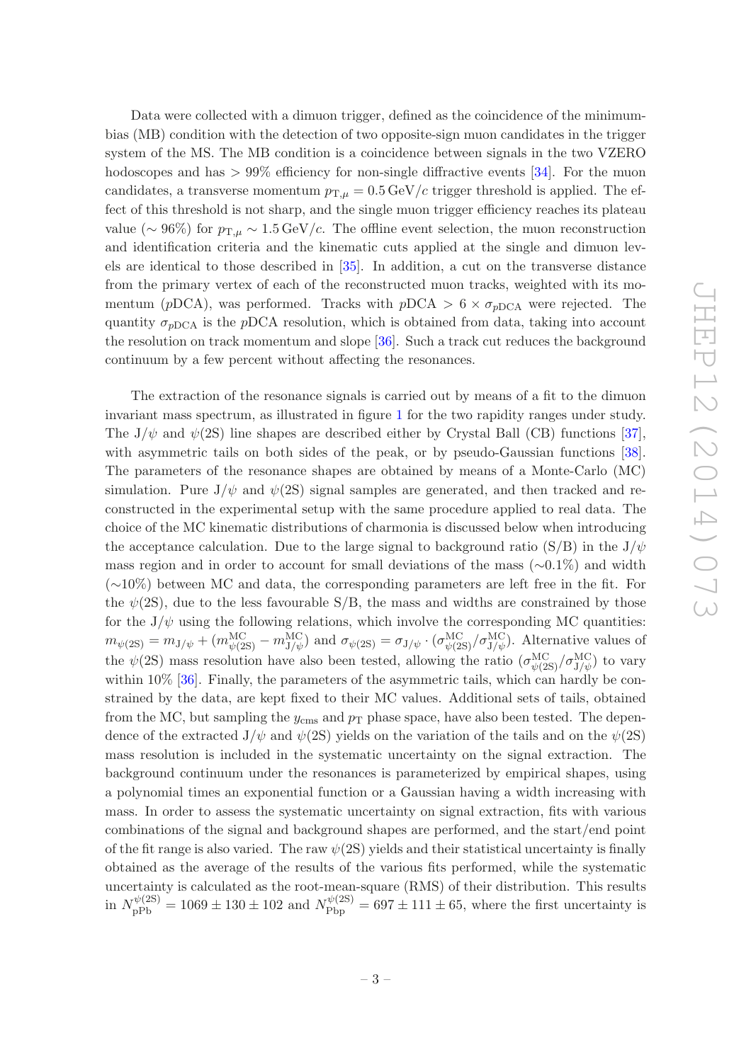Data were collected with a dimuon trigger, defined as the coincidence of the minimum-bias (MB) condition with the detection of two opposite-sign muon candidates in the trigger system of the MS. The MB condition is a coincidence between signals in the two VZERO hodoscopes and has $> 99\%$ efficiency for non-single diffractive events [34]. For the muon candidates, a transverse momentum $p_{\mathrm{T},\mu} = 0.5\,\mathrm{GeV}/c$ trigger threshold is applied. The effect of this threshold is not sharp, and the single muon trigger efficiency reaches its plateau value ($\sim 96\%$) for $p_{\mathrm{T},\mu} \sim 1.5\,\mathrm{GeV}/c$. The offline event selection, the muon reconstruction and identification criteria and the kinematic cuts applied at the single and dimuon levels are identical to those described in [35]. In addition, a cut on the transverse distance from the primary vertex of each of the reconstructed muon tracks, weighted with its momentum ($p$DCA), was performed. Tracks with $p\mathrm{DCA} > 6 \times \sigma_{p\mathrm{DCA}}$ were rejected. The quantity $\sigma_{p\mathrm{DCA}}$ is the $p$DCA resolution, which is obtained from data, taking into account the resolution on track momentum and slope [36]. Such a track cut reduces the background continuum by a few percent without affecting the resonances.

The extraction of the resonance signals is carried out by means of a fit to the dimuon invariant mass spectrum, as illustrated in figure 1 for the two rapidity ranges under study. The J/$\psi$ and $\psi$(2S) line shapes are described either by Crystal Ball (CB) functions [37], with asymmetric tails on both sides of the peak, or by pseudo-Gaussian functions [38]. The parameters of the resonance shapes are obtained by means of a Monte-Carlo (MC) simulation. Pure J/$\psi$ and $\psi$(2S) signal samples are generated, and then tracked and reconstructed in the experimental setup with the same procedure applied to real data. The choice of the MC kinematic distributions of charmonia is discussed below when introducing the acceptance calculation. Due to the large signal to background ratio (S/B) in the J/$\psi$ mass region and in order to account for small deviations of the mass ($\sim$0.1%) and width ($\sim$10%) between MC and data, the corresponding parameters are left free in the fit. For the $\psi$(2S), due to the less favourable S/B, the mass and widths are constrained by those for the J/$\psi$ using the following relations, which involve the corresponding MC quantities: $m_{\psi(2\mathrm{S})} = m_{\mathrm{J}/\psi} + (m^{\mathrm{MC}}_{\psi(2\mathrm{S})} - m^{\mathrm{MC}}_{\mathrm{J}/\psi})$ and $\sigma_{\psi(2\mathrm{S})} = \sigma_{\mathrm{J}/\psi} \cdot (\sigma^{\mathrm{MC}}_{\psi(2\mathrm{S})}/\sigma^{\mathrm{MC}}_{\mathrm{J}/\psi})$. Alternative values of the $\psi$(2S) mass resolution have also been tested, allowing the ratio $(\sigma^{\mathrm{MC}}_{\psi(2\mathrm{S})}/\sigma^{\mathrm{MC}}_{\mathrm{J}/\psi})$ to vary within 10% [36]. Finally, the parameters of the asymmetric tails, which can hardly be constrained by the data, are kept fixed to their MC values. Additional sets of tails, obtained from the MC, but sampling the $y_{\mathrm{cms}}$ and $p_{\mathrm{T}}$ phase space, have also been tested. The dependence of the extracted J/$\psi$ and $\psi$(2S) yields on the variation of the tails and on the $\psi$(2S) mass resolution is included in the systematic uncertainty on the signal extraction. The background continuum under the resonances is parameterized by empirical shapes, using a polynomial times an exponential function or a Gaussian having a width increasing with mass. In order to assess the systematic uncertainty on signal extraction, fits with various combinations of the signal and background shapes are performed, and the start/end point of the fit range is also varied. The raw $\psi$(2S) yields and their statistical uncertainty is finally obtained as the average of the results of the various fits performed, while the systematic uncertainty is calculated as the root-mean-square (RMS) of their distribution. This results in $N^{\psi(2\mathrm{S})}_{\mathrm{pPb}} = 1069 \pm 130 \pm 102$ and $N^{\psi(2\mathrm{S})}_{\mathrm{Pbp}} = 697 \pm 111 \pm 65$, where the first uncertainty is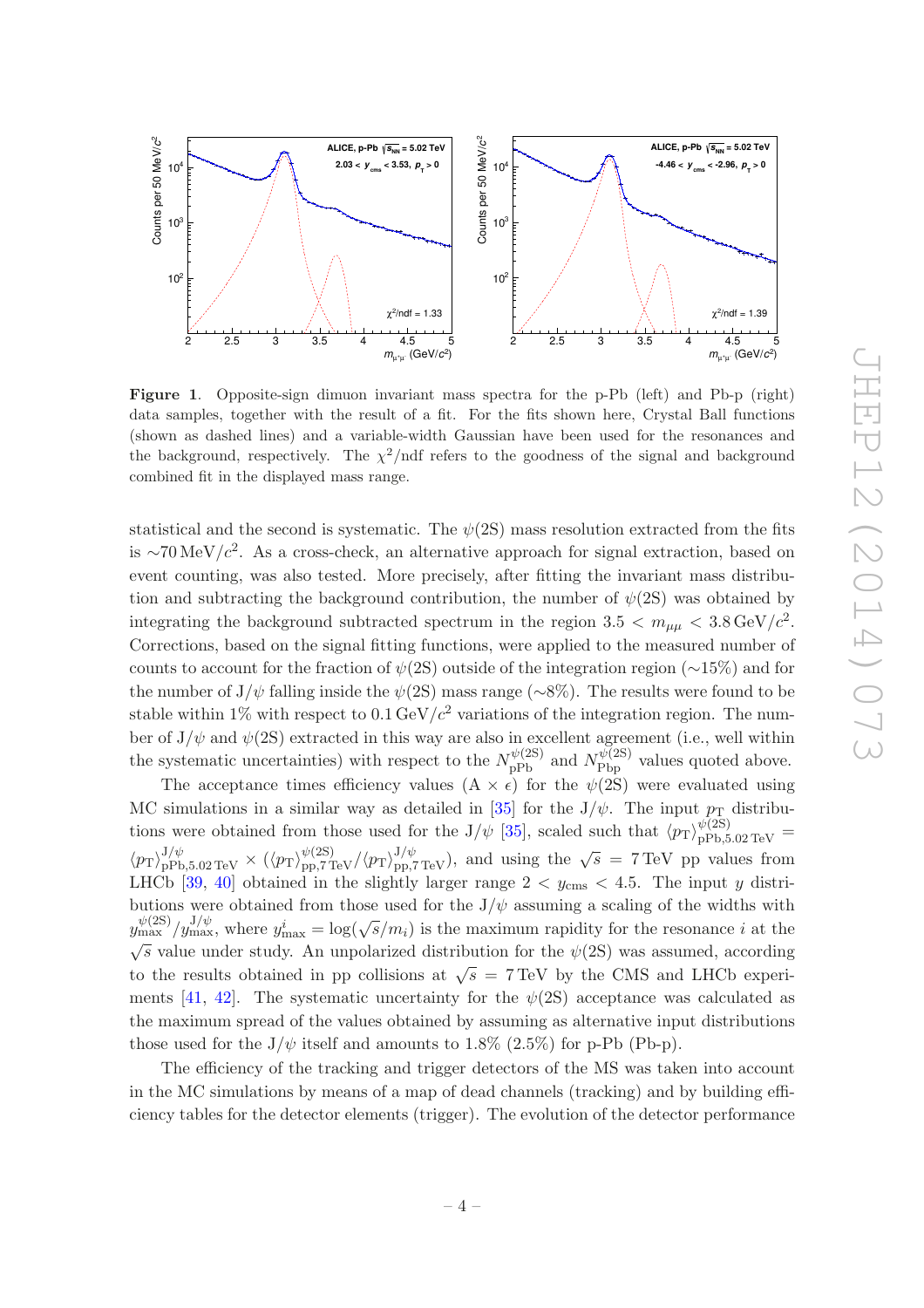**Figure 1**. Opposite-sign dimuon invariant mass spectra for the p-Pb (left) and Pb-p (right) data samples, together with the result of a fit. For the fits shown here, Crystal Ball functions (shown as dashed lines) and a variable-width Gaussian have been used for the resonances and the background, respectively. The $\chi^2$/ndf refers to the goodness of the signal and background combined fit in the displayed mass range.

statistical and the second is systematic. The $\psi(2S)$ mass resolution extracted from the fits is $\sim$70 MeV/$c^2$. As a cross-check, an alternative approach for signal extraction, based on event counting, was also tested. More precisely, after fitting the invariant mass distribution and subtracting the background contribution, the number of $\psi(2S)$ was obtained by integrating the background subtracted spectrum in the region $3.5 < m_{\mu\mu} < 3.8\,\mathrm{GeV}/c^2$. Corrections, based on the signal fitting functions, were applied to the measured number of counts to account for the fraction of $\psi(2S)$ outside of the integration region ($\sim$15%) and for the number of J/$\psi$ falling inside the $\psi(2S)$ mass range ($\sim$8%). The results were found to be stable within 1% with respect to 0.1 GeV/$c^2$ variations of the integration region. The number of J/$\psi$ and $\psi(2S)$ extracted in this way are also in excellent agreement (i.e., well within the systematic uncertainties) with respect to the $N^{\psi(2S)}_{\mathrm{pPb}}$ and $N^{\psi(2S)}_{\mathrm{Pbp}}$ values quoted above.

The acceptance times efficiency values (A $\times$ $\epsilon$) for the $\psi(2S)$ were evaluated using MC simulations in a similar way as detailed in [35] for the J/$\psi$. The input $p_{\mathrm{T}}$ distributions were obtained from those used for the J/$\psi$ [35], scaled such that $\langle p_{\mathrm{T}}\rangle^{\psi(2S)}_{\mathrm{pPb,5.02\,TeV}} = \langle p_{\mathrm{T}}\rangle^{\mathrm{J}/\psi}_{\mathrm{pPb,5.02\,TeV}} \times (\langle p_{\mathrm{T}}\rangle^{\psi(2S)}_{\mathrm{pp,7\,TeV}}/\langle p_{\mathrm{T}}\rangle^{\mathrm{J}/\psi}_{\mathrm{pp,7\,TeV}})$, and using the $\sqrt{s} = 7$ TeV pp values from LHCb [39, 40] obtained in the slightly larger range $2 < y_{\mathrm{cms}} < 4.5$. The input $y$ distributions were obtained from those used for the J/$\psi$ assuming a scaling of the widths with $y^{\psi(2S)}_{\mathrm{max}}/y^{\mathrm{J}/\psi}_{\mathrm{max}}$, where $y^{i}_{\mathrm{max}} = \log(\sqrt{s}/m_i)$ is the maximum rapidity for the resonance $i$ at the $\sqrt{s}$ value under study. An unpolarized distribution for the $\psi(2S)$ was assumed, according to the results obtained in pp collisions at $\sqrt{s} = 7$ TeV by the CMS and LHCb experiments [41, 42]. The systematic uncertainty for the $\psi(2S)$ acceptance was calculated as the maximum spread of the values obtained by assuming as alternative input distributions those used for the J/$\psi$ itself and amounts to 1.8% (2.5%) for p-Pb (Pb-p).

The efficiency of the tracking and trigger detectors of the MS was taken into account in the MC simulations by means of a map of dead channels (tracking) and by building efficiency tables for the detector elements (trigger). The evolution of the detector performance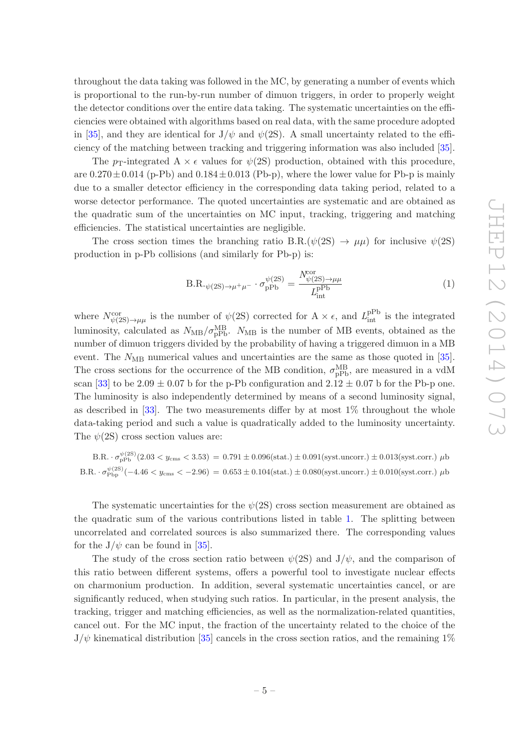throughout the data taking was followed in the MC, by generating a number of events which is proportional to the run-by-run number of dimuon triggers, in order to properly weight the detector conditions over the entire data taking. The systematic uncertainties on the efficiencies were obtained with algorithms based on real data, with the same procedure adopted in [35], and they are identical for J/$\psi$ and $\psi$(2S). A small uncertainty related to the efficiency of the matching between tracking and triggering information was also included [35].

The $p_{\rm T}$-integrated A $\times$ $\epsilon$ values for $\psi$(2S) production, obtained with this procedure, are $0.270 \pm 0.014$ (p-Pb) and $0.184 \pm 0.013$ (Pb-p), where the lower value for Pb-p is mainly due to a smaller detector efficiency in the corresponding data taking period, related to a worse detector performance. The quoted uncertainties are systematic and are obtained as the quadratic sum of the uncertainties on MC input, tracking, triggering and matching efficiencies. The statistical uncertainties are negligible.

The cross section times the branching ratio B.R.($\psi$(2S) $\to$ $\mu\mu$) for inclusive $\psi$(2S) production in p-Pb collisions (and similarly for Pb-p) is:

$$\text{B.R.}_{\psi(2S)\to\mu^+\mu^-} \cdot \sigma^{\psi(2S)}_{\rm pPb} = \frac{N^{\rm cor}_{\psi(2S)\to\mu\mu}}{L^{\rm pPb}_{\rm int}} \tag{1}$$

where $N^{\rm cor}_{\psi(2S)\to\mu\mu}$ is the number of $\psi$(2S) corrected for A $\times$ $\epsilon$, and $L^{\rm pPb}_{\rm int}$ is the integrated luminosity, calculated as $N_{\rm MB}/\sigma^{\rm MB}_{\rm pPb}$. $N_{\rm MB}$ is the number of MB events, obtained as the number of dimuon triggers divided by the probability of having a triggered dimuon in a MB event. The $N_{\rm MB}$ numerical values and uncertainties are the same as those quoted in [35]. The cross sections for the occurrence of the MB condition, $\sigma^{\rm MB}_{\rm pPb}$, are measured in a vdM scan [33] to be 2.09 $\pm$ 0.07 b for the p-Pb configuration and 2.12 $\pm$ 0.07 b for the Pb-p one. The luminosity is also independently determined by means of a second luminosity signal, as described in [33]. The two measurements differ by at most 1% throughout the whole data-taking period and such a value is quadratically added to the luminosity uncertainty. The $\psi$(2S) cross section values are:

$$\text{B.R.} \cdot \sigma^{\psi(2S)}_{\rm pPb}(2.03 < y_{\rm cms} < 3.53) = 0.791 \pm 0.096(\text{stat.}) \pm 0.091(\text{syst.uncorr.}) \pm 0.013(\text{syst.corr.})\ \mu\text{b}$$

$$\text{B.R.} \cdot \sigma^{\psi(2S)}_{\rm Pbp}(-4.46 < y_{\rm cms} < -2.96) = 0.653 \pm 0.104(\text{stat.}) \pm 0.080(\text{syst.uncorr.}) \pm 0.010(\text{syst.corr.})\ \mu\text{b}$$

The systematic uncertainties for the $\psi$(2S) cross section measurement are obtained as the quadratic sum of the various contributions listed in table 1. The splitting between uncorrelated and correlated sources is also summarized there. The corresponding values for the J/$\psi$ can be found in [35].

The study of the cross section ratio between $\psi$(2S) and J/$\psi$, and the comparison of this ratio between different systems, offers a powerful tool to investigate nuclear effects on charmonium production. In addition, several systematic uncertainties cancel, or are significantly reduced, when studying such ratios. In particular, in the present analysis, the tracking, trigger and matching efficiencies, as well as the normalization-related quantities, cancel out. For the MC input, the fraction of the uncertainty related to the choice of the J/$\psi$ kinematical distribution [35] cancels in the cross section ratios, and the remaining 1%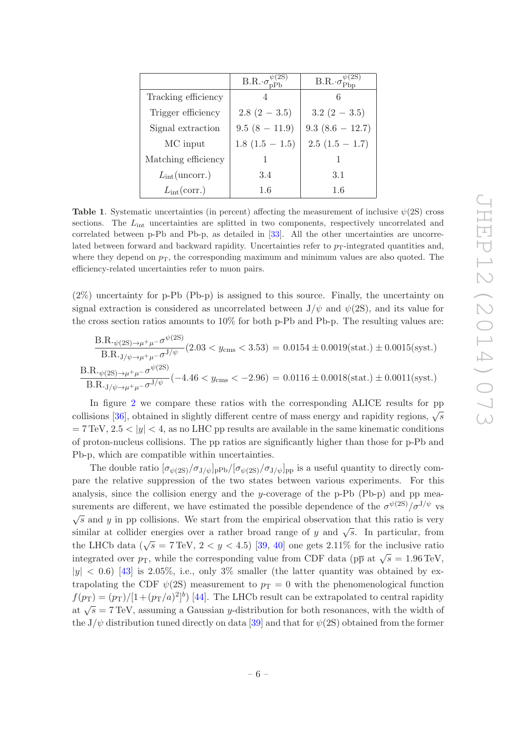|  | B.R.$\cdot\sigma^{\psi(2S)}_{\rm pPb}$ | B.R.$\cdot\sigma^{\psi(2S)}_{\rm Pbp}$ |
|---|---|---|
| Tracking efficiency | 4 | 6 |
| Trigger efficiency | 2.8 (2 − 3.5) | 3.2 (2 − 3.5) |
| Signal extraction | 9.5 (8 − 11.9) | 9.3 (8.6 − 12.7) |
| MC input | 1.8 (1.5 − 1.5) | 2.5 (1.5 − 1.7) |
| Matching efficiency | 1 | 1 |
| $L_{\rm int}$(uncorr.) | 3.4 | 3.1 |
| $L_{\rm int}$(corr.) | 1.6 | 1.6 |

**Table 1**. Systematic uncertainties (in percent) affecting the measurement of inclusive $\psi$(2S) cross sections. The $L_{\rm int}$ uncertainties are splitted in two components, respectively uncorrelated and correlated between p-Pb and Pb-p, as detailed in [33]. All the other uncertainties are uncorrelated between forward and backward rapidity. Uncertainties refer to $p_{\rm T}$-integrated quantities and, where they depend on $p_{\rm T}$, the corresponding maximum and minimum values are also quoted. The efficiency-related uncertainties refer to muon pairs.

(2%) uncertainty for p-Pb (Pb-p) is assigned to this source. Finally, the uncertainty on signal extraction is considered as uncorrelated between J/$\psi$ and $\psi$(2S), and its value for the cross section ratios amounts to 10% for both p-Pb and Pb-p. The resulting values are:

$$\frac{\text{B.R.}_{\psi(2S)\rightarrow\mu^+\mu^-}\sigma^{\psi(2S)}}{\text{B.R.}_{J/\psi\rightarrow\mu^+\mu^-}\sigma^{J/\psi}}(2.03 < y_{\rm cms} < 3.53) = 0.0154 \pm 0.0019(\text{stat.}) \pm 0.0015(\text{syst.})$$

$$\frac{\text{B.R.}_{\psi(2S)\rightarrow\mu^+\mu^-}\sigma^{\psi(2S)}}{\text{B.R.}_{J/\psi\rightarrow\mu^+\mu^-}\sigma^{J/\psi}}(-4.46 < y_{\rm cms} < -2.96) = 0.0116 \pm 0.0018(\text{stat.}) \pm 0.0011(\text{syst.})$$

In figure 2 we compare these ratios with the corresponding ALICE results for pp collisions [36], obtained in slightly different centre of mass energy and rapidity regions, $\sqrt{s}$ = 7 TeV, $2.5 < |y| < 4$, as no LHC pp results are available in the same kinematic conditions of proton-nucleus collisions. The pp ratios are significantly higher than those for p-Pb and Pb-p, which are compatible within uncertainties.

The double ratio $[\sigma_{\psi(2S)}/\sigma_{J/\psi}]_{\rm pPb}/[\sigma_{\psi(2S)}/\sigma_{J/\psi}]_{\rm pp}$ is a useful quantity to directly compare the relative suppression of the two states between various experiments. For this analysis, since the collision energy and the $y$-coverage of the p-Pb (Pb-p) and pp measurements are different, we have estimated the possible dependence of the $\sigma^{\psi(2S)}/\sigma^{J/\psi}$ vs $\sqrt{s}$ and $y$ in pp collisions. We start from the empirical observation that this ratio is very similar at collider energies over a rather broad range of $y$ and $\sqrt{s}$. In particular, from the LHCb data ($\sqrt{s}$ = 7 TeV, $2 < y < 4.5$) [39, 40] one gets 2.11% for the inclusive ratio integrated over $p_{\rm T}$, while the corresponding value from CDF data (p$\overline{\rm p}$ at $\sqrt{s}$ = 1.96 TeV, $|y| < 0.6$) [43] is 2.05%, i.e., only 3% smaller (the latter quantity was obtained by extrapolating the CDF $\psi$(2S) measurement to $p_{\rm T} = 0$ with the phenomenological function $f(p_{\rm T}) = (p_{\rm T})/[1+(p_{\rm T}/a)^2]^b)$ [44]. The LHCb result can be extrapolated to central rapidity at $\sqrt{s}$ = 7 TeV, assuming a Gaussian $y$-distribution for both resonances, with the width of the J/$\psi$ distribution tuned directly on data [39] and that for $\psi$(2S) obtained from the former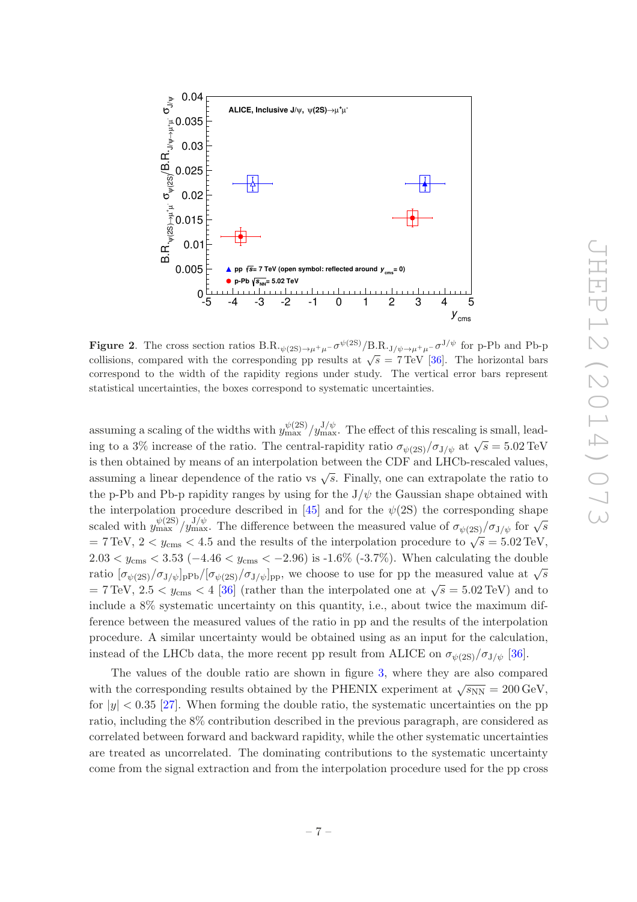**Figure 2**. The cross section ratios $\mathrm{B.R.}_{\psi(2S)\to\mu^+\mu^-}\sigma^{\psi(2S)}/\mathrm{B.R.}_{J/\psi\to\mu^+\mu^-}\sigma^{J/\psi}$ for p-Pb and Pb-p collisions, compared with the corresponding pp results at $\sqrt{s} = 7\,\mathrm{TeV}$ [36]. The horizontal bars correspond to the width of the rapidity regions under study. The vertical error bars represent statistical uncertainties, the boxes correspond to systematic uncertainties.

assuming a scaling of the widths with $y_{\max}^{\psi(2S)}/y_{\max}^{J/\psi}$. The effect of this rescaling is small, leading to a 3% increase of the ratio. The central-rapidity ratio $\sigma_{\psi(2S)}/\sigma_{J/\psi}$ at $\sqrt{s} = 5.02\,\mathrm{TeV}$ is then obtained by means of an interpolation between the CDF and LHCb-rescaled values, assuming a linear dependence of the ratio vs $\sqrt{s}$. Finally, one can extrapolate the ratio to the p-Pb and Pb-p rapidity ranges by using for the J/$\psi$ the Gaussian shape obtained with the interpolation procedure described in [45] and for the $\psi$(2S) the corresponding shape scaled with $y_{\max}^{\psi(2S)}/y_{\max}^{J/\psi}$. The difference between the measured value of $\sigma_{\psi(2S)}/\sigma_{J/\psi}$ for $\sqrt{s} = 7\,\mathrm{TeV}$, $2 < y_{\mathrm{cms}} < 4.5$ and the results of the interpolation procedure to $\sqrt{s} = 5.02\,\mathrm{TeV}$, $2.03 < y_{\mathrm{cms}} < 3.53$ ($-4.46 < y_{\mathrm{cms}} < -2.96$) is -1.6% (-3.7%). When calculating the double ratio $[\sigma_{\psi(2S)}/\sigma_{J/\psi}]_{\mathrm{pPb}}/[\sigma_{\psi(2S)}/\sigma_{J/\psi}]_{\mathrm{pp}}$, we choose to use for pp the measured value at $\sqrt{s} = 7\,\mathrm{TeV}$, $2.5 < y_{\mathrm{cms}} < 4$ [36] (rather than the interpolated one at $\sqrt{s} = 5.02\,\mathrm{TeV}$) and to include a 8% systematic uncertainty on this quantity, i.e., about twice the maximum difference between the measured values of the ratio in pp and the results of the interpolation procedure. A similar uncertainty would be obtained using as an input for the calculation, instead of the LHCb data, the more recent pp result from ALICE on $\sigma_{\psi(2S)}/\sigma_{J/\psi}$ [36].

The values of the double ratio are shown in figure 3, where they are also compared with the corresponding results obtained by the PHENIX experiment at $\sqrt{s_{\mathrm{NN}}} = 200\,\mathrm{GeV}$, for $|y| < 0.35$ [27]. When forming the double ratio, the systematic uncertainties on the pp ratio, including the 8% contribution described in the previous paragraph, are considered as correlated between forward and backward rapidity, while the other systematic uncertainties are treated as uncorrelated. The dominating contributions to the systematic uncertainty come from the signal extraction and from the interpolation procedure used for the pp cross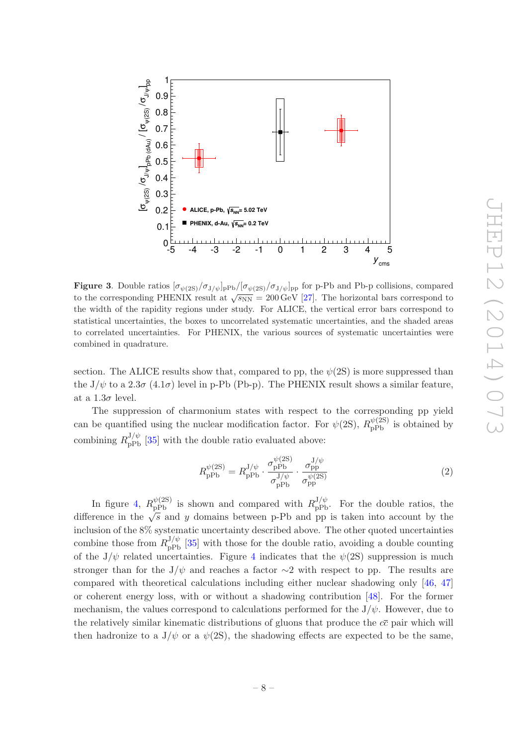**Figure 3**. Double ratios $[\sigma_{\psi(2S)}/\sigma_{J/\psi}]_{pPb}/[\sigma_{\psi(2S)}/\sigma_{J/\psi}]_{pp}$ for p-Pb and Pb-p collisions, compared to the corresponding PHENIX result at $\sqrt{s_{NN}} = 200$ GeV [27]. The horizontal bars correspond to the width of the rapidity regions under study. For ALICE, the vertical error bars correspond to statistical uncertainties, the boxes to uncorrelated systematic uncertainties, and the shaded areas to correlated uncertainties. For PHENIX, the various sources of systematic uncertainties were combined in quadrature.

section. The ALICE results show that, compared to pp, the $\psi(2S)$ is more suppressed than the J/$\psi$ to a $2.3\sigma$ ($4.1\sigma$) level in p-Pb (Pb-p). The PHENIX result shows a similar feature, at a $1.3\sigma$ level.

The suppression of charmonium states with respect to the corresponding pp yield can be quantified using the nuclear modification factor. For $\psi(2S)$, $R^{\psi(2S)}_{pPb}$ is obtained by combining $R^{J/\psi}_{pPb}$ [35] with the double ratio evaluated above:

$$R^{\psi(2S)}_{pPb} = R^{J/\psi}_{pPb} \cdot \frac{\sigma^{\psi(2S)}_{pPb}}{\sigma^{J/\psi}_{pPb}} \cdot \frac{\sigma^{J/\psi}_{pp}}{\sigma^{\psi(2S)}_{pp}} \tag{2}$$

In figure 4, $R^{\psi(2S)}_{pPb}$ is shown and compared with $R^{J/\psi}_{pPb}$. For the double ratios, the difference in the $\sqrt{s}$ and $y$ domains between p-Pb and pp is taken into account by the inclusion of the 8% systematic uncertainty described above. The other quoted uncertainties combine those from $R^{J/\psi}_{pPb}$ [35] with those for the double ratio, avoiding a double counting of the J/$\psi$ related uncertainties. Figure 4 indicates that the $\psi(2S)$ suppression is much stronger than for the J/$\psi$ and reaches a factor $\sim$2 with respect to pp. The results are compared with theoretical calculations including either nuclear shadowing only [46, 47] or coherent energy loss, with or without a shadowing contribution [48]. For the former mechanism, the values correspond to calculations performed for the J/$\psi$. However, due to the relatively similar kinematic distributions of gluons that produce the $c\bar{c}$ pair which will then hadronize to a J/$\psi$ or a $\psi(2S)$, the shadowing effects are expected to be the same,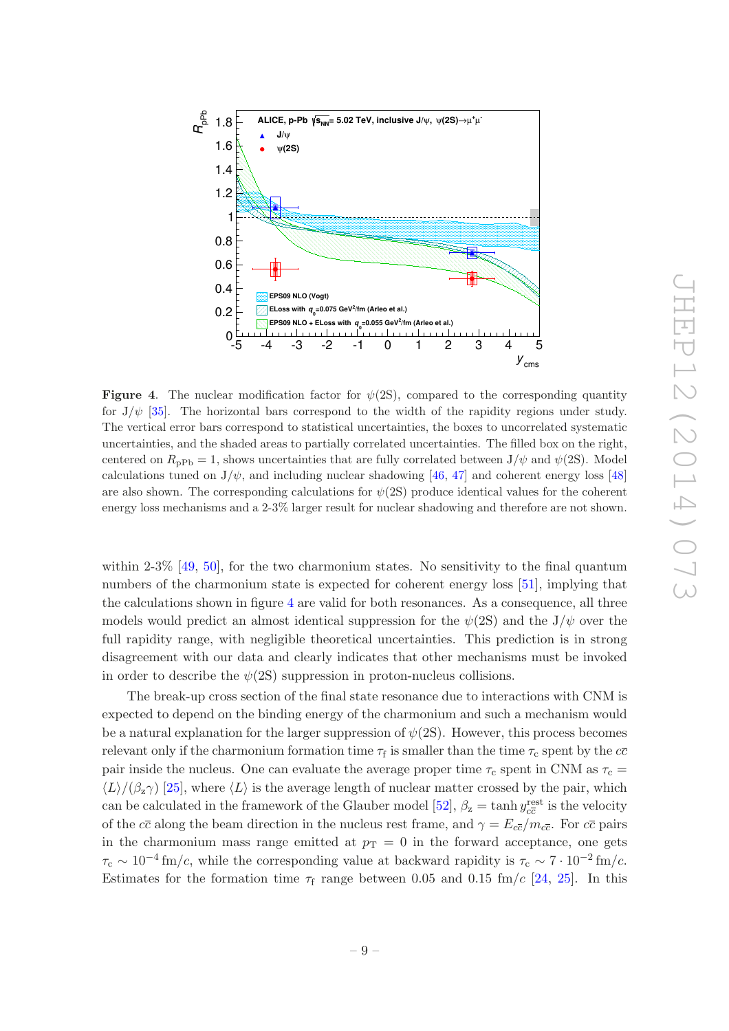**Figure 4**. The nuclear modification factor for $\psi(2S)$, compared to the corresponding quantity for $J/\psi$ [35]. The horizontal bars correspond to the width of the rapidity regions under study. The vertical error bars correspond to statistical uncertainties, the boxes to uncorrelated systematic uncertainties, and the shaded areas to partially correlated uncertainties. The filled box on the right, centered on $R_{\mathrm{pPb}} = 1$, shows uncertainties that are fully correlated between $J/\psi$ and $\psi(2S)$. Model calculations tuned on $J/\psi$, and including nuclear shadowing [46, 47] and coherent energy loss [48] are also shown. The corresponding calculations for $\psi(2S)$ produce identical values for the coherent energy loss mechanisms and a 2-3% larger result for nuclear shadowing and therefore are not shown.

within 2-3% [49, 50], for the two charmonium states. No sensitivity to the final quantum numbers of the charmonium state is expected for coherent energy loss [51], implying that the calculations shown in figure 4 are valid for both resonances. As a consequence, all three models would predict an almost identical suppression for the $\psi(2S)$ and the $J/\psi$ over the full rapidity range, with negligible theoretical uncertainties. This prediction is in strong disagreement with our data and clearly indicates that other mechanisms must be invoked in order to describe the $\psi(2S)$ suppression in proton-nucleus collisions.

The break-up cross section of the final state resonance due to interactions with CNM is expected to depend on the binding energy of the charmonium and such a mechanism would be a natural explanation for the larger suppression of $\psi(2S)$. However, this process becomes relevant only if the charmonium formation time $\tau_{\mathrm{f}}$ is smaller than the time $\tau_{\mathrm{c}}$ spent by the $c\overline{c}$ pair inside the nucleus. One can evaluate the average proper time $\tau_{\mathrm{c}}$ spent in CNM as $\tau_{\mathrm{c}} = \langle L \rangle / (\beta_{\mathrm{z}} \gamma)$ [25], where $\langle L \rangle$ is the average length of nuclear matter crossed by the pair, which can be calculated in the framework of the Glauber model [52], $\beta_{\mathrm{z}} = \tanh y_{c\overline{c}}^{\mathrm{rest}}$ is the velocity of the $c\overline{c}$ along the beam direction in the nucleus rest frame, and $\gamma = E_{c\overline{c}}/m_{c\overline{c}}$. For $c\overline{c}$ pairs in the charmonium mass range emitted at $p_{\mathrm{T}} = 0$ in the forward acceptance, one gets $\tau_{\mathrm{c}} \sim 10^{-4}$ fm/$c$, while the corresponding value at backward rapidity is $\tau_{\mathrm{c}} \sim 7 \cdot 10^{-2}$ fm/$c$. Estimates for the formation time $\tau_{\mathrm{f}}$ range between 0.05 and 0.15 fm/$c$ [24, 25]. In this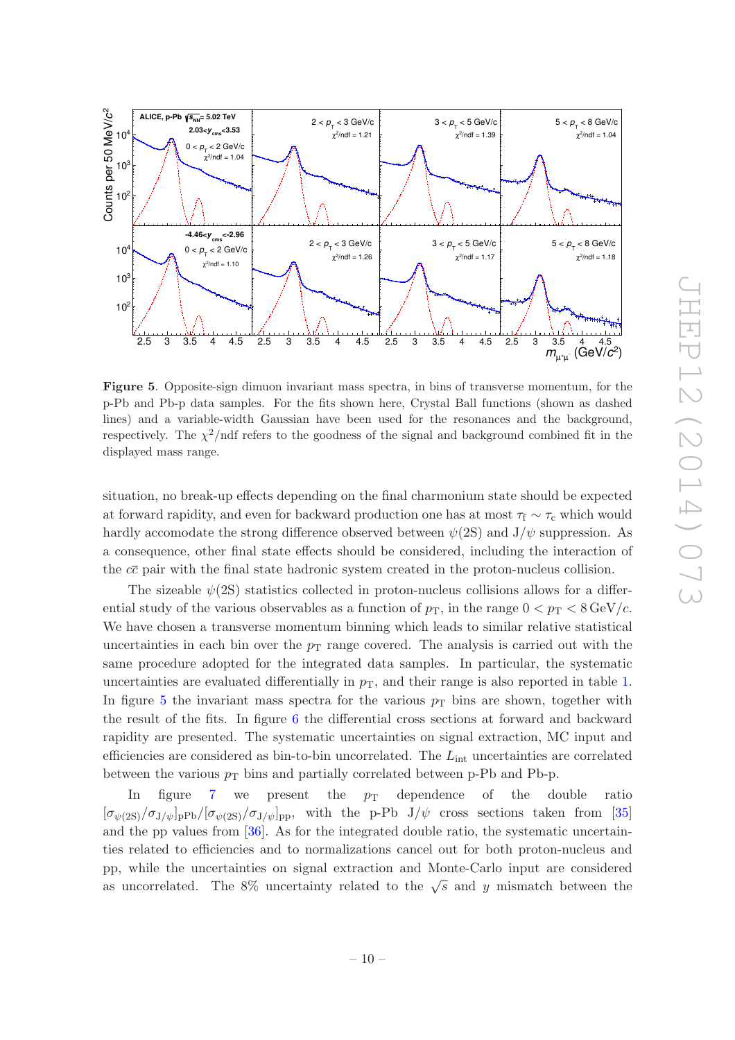**Figure 5**. Opposite-sign dimuon invariant mass spectra, in bins of transverse momentum, for the p-Pb and Pb-p data samples. For the fits shown here, Crystal Ball functions (shown as dashed lines) and a variable-width Gaussian have been used for the resonances and the background, respectively. The $\chi^2$/ndf refers to the goodness of the signal and background combined fit in the displayed mass range.

situation, no break-up effects depending on the final charmonium state should be expected at forward rapidity, and even for backward production one has at most $\tau_f \sim \tau_c$ which would hardly accomodate the strong difference observed between $\psi(2S)$ and J/$\psi$ suppression. As a consequence, other final state effects should be considered, including the interaction of the $c\bar{c}$ pair with the final state hadronic system created in the proton-nucleus collision.

The sizeable $\psi(2S)$ statistics collected in proton-nucleus collisions allows for a differential study of the various observables as a function of $p_{\mathrm{T}}$, in the range $0 < p_{\mathrm{T}} < 8\,\mathrm{GeV}/c$. We have chosen a transverse momentum binning which leads to similar relative statistical uncertainties in each bin over the $p_{\mathrm{T}}$ range covered. The analysis is carried out with the same procedure adopted for the integrated data samples. In particular, the systematic uncertainties are evaluated differentially in $p_{\mathrm{T}}$, and their range is also reported in table 1. In figure 5 the invariant mass spectra for the various $p_{\mathrm{T}}$ bins are shown, together with the result of the fits. In figure 6 the differential cross sections at forward and backward rapidity are presented. The systematic uncertainties on signal extraction, MC input and efficiencies are considered as bin-to-bin uncorrelated. The $L_{\mathrm{int}}$ uncertainties are correlated between the various $p_{\mathrm{T}}$ bins and partially correlated between p-Pb and Pb-p.

In figure 7 we present the $p_{\mathrm{T}}$ dependence of the double ratio $[\sigma_{\psi(2S)}/\sigma_{J/\psi}]_{\mathrm{pPb}}/[\sigma_{\psi(2S)}/\sigma_{J/\psi}]_{\mathrm{pp}}$, with the p-Pb J/$\psi$ cross sections taken from [35] and the pp values from [36]. As for the integrated double ratio, the systematic uncertainties related to efficiencies and to normalizations cancel out for both proton-nucleus and pp, while the uncertainties on signal extraction and Monte-Carlo input are considered as uncorrelated. The 8% uncertainty related to the $\sqrt{s}$ and $y$ mismatch between the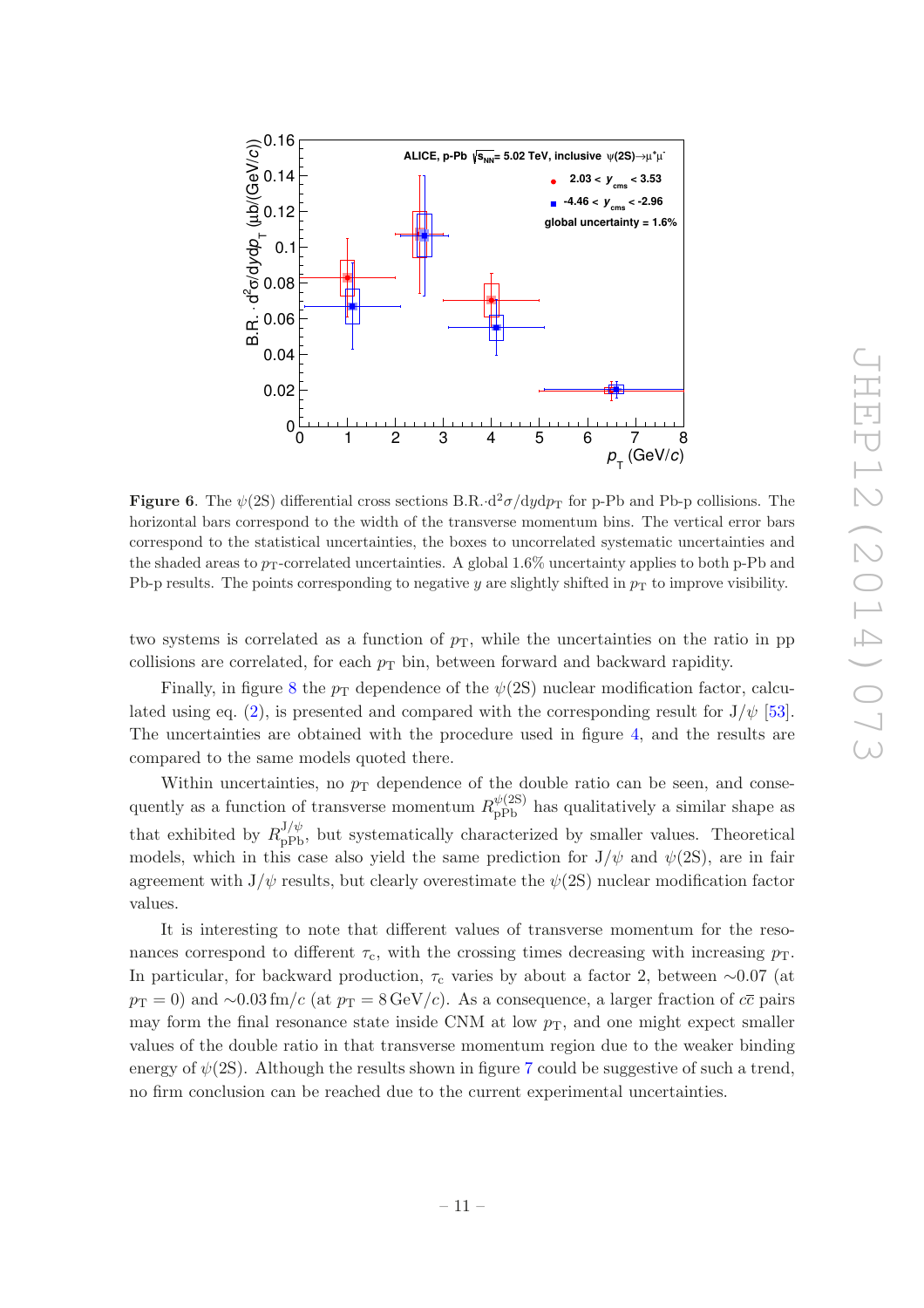**Figure 6**. The $\psi(2S)$ differential cross sections B.R.$\cdot \mathrm{d}^2\sigma/\mathrm{d}y\mathrm{d}p_{\mathrm{T}}$ for p-Pb and Pb-p collisions. The horizontal bars correspond to the width of the transverse momentum bins. The vertical error bars correspond to the statistical uncertainties, the boxes to uncorrelated systematic uncertainties and the shaded areas to $p_{\mathrm{T}}$-correlated uncertainties. A global 1.6% uncertainty applies to both p-Pb and Pb-p results. The points corresponding to negative $y$ are slightly shifted in $p_{\mathrm{T}}$ to improve visibility.

two systems is correlated as a function of $p_{\mathrm{T}}$, while the uncertainties on the ratio in pp collisions are correlated, for each $p_{\mathrm{T}}$ bin, between forward and backward rapidity.

Finally, in figure 8 the $p_{\mathrm{T}}$ dependence of the $\psi(2S)$ nuclear modification factor, calculated using eq. (2), is presented and compared with the corresponding result for $J/\psi$ [53]. The uncertainties are obtained with the procedure used in figure 4, and the results are compared to the same models quoted there.

Within uncertainties, no $p_{\mathrm{T}}$ dependence of the double ratio can be seen, and consequently as a function of transverse momentum $R_{\mathrm{pPb}}^{\psi(2S)}$ has qualitatively a similar shape as that exhibited by $R_{\mathrm{pPb}}^{J/\psi}$, but systematically characterized by smaller values. Theoretical models, which in this case also yield the same prediction for $J/\psi$ and $\psi(2S)$, are in fair agreement with $J/\psi$ results, but clearly overestimate the $\psi(2S)$ nuclear modification factor values.

It is interesting to note that different values of transverse momentum for the resonances correspond to different $\tau_{\mathrm{c}}$, with the crossing times decreasing with increasing $p_{\mathrm{T}}$. In particular, for backward production, $\tau_{\mathrm{c}}$ varies by about a factor 2, between $\sim$0.07 (at $p_{\mathrm{T}} = 0$) and $\sim$0.03 fm/$c$ (at $p_{\mathrm{T}} = 8\,\mathrm{GeV}/c$). As a consequence, a larger fraction of $c\bar{c}$ pairs may form the final resonance state inside CNM at low $p_{\mathrm{T}}$, and one might expect smaller values of the double ratio in that transverse momentum region due to the weaker binding energy of $\psi(2S)$. Although the results shown in figure 7 could be suggestive of such a trend, no firm conclusion can be reached due to the current experimental uncertainties.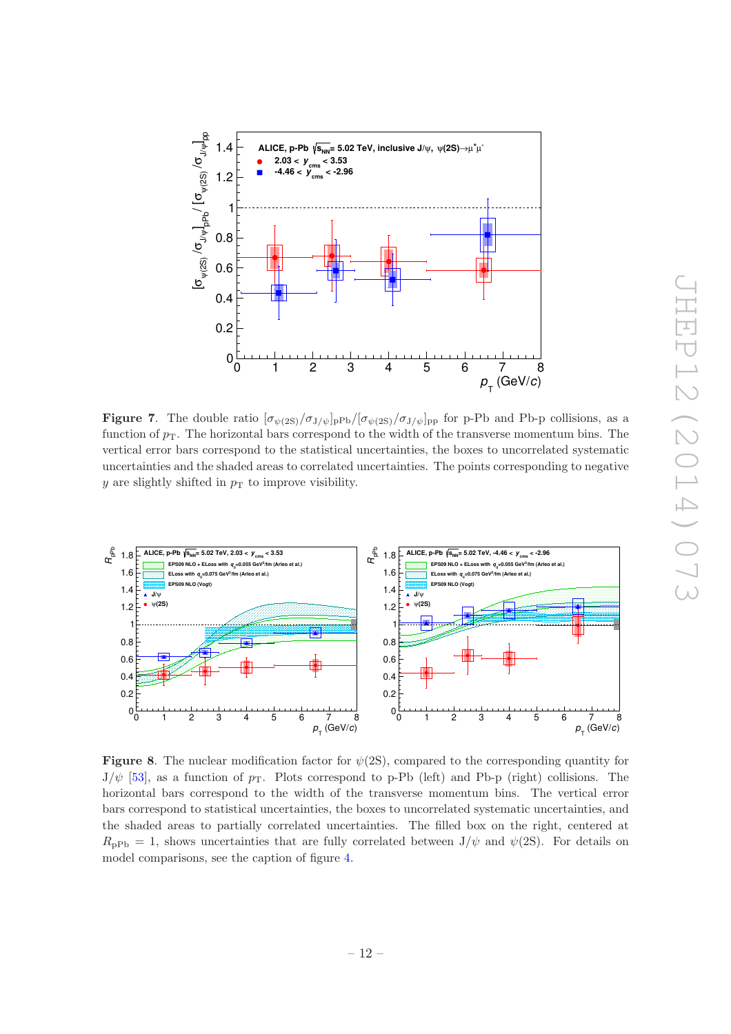**Figure 7**. The double ratio $[\sigma_{\psi(2S)}/\sigma_{J/\psi}]_{\mathrm{pPb}}/[\sigma_{\psi(2S)}/\sigma_{J/\psi}]_{\mathrm{pp}}$ for p-Pb and Pb-p collisions, as a function of $p_{\mathrm{T}}$. The horizontal bars correspond to the width of the transverse momentum bins. The vertical error bars correspond to the statistical uncertainties, the boxes to uncorrelated systematic uncertainties and the shaded areas to correlated uncertainties. The points corresponding to negative $y$ are slightly shifted in $p_{\mathrm{T}}$ to improve visibility.

**Figure 8**. The nuclear modification factor for $\psi(2S)$, compared to the corresponding quantity for J/$\psi$ [53], as a function of $p_{\mathrm{T}}$. Plots correspond to p-Pb (left) and Pb-p (right) collisions. The horizontal bars correspond to the width of the transverse momentum bins. The vertical error bars correspond to statistical uncertainties, the boxes to uncorrelated systematic uncertainties, and the shaded areas to partially correlated uncertainties. The filled box on the right, centered at $R_{\mathrm{pPb}} = 1$, shows uncertainties that are fully correlated between J/$\psi$ and $\psi(2S)$. For details on model comparisons, see the caption of figure 4.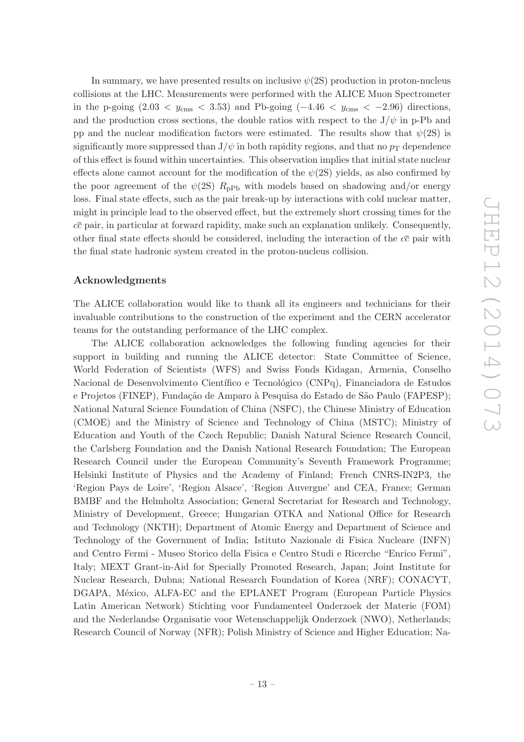In summary, we have presented results on inclusive $\psi(2S)$ production in proton-nucleus collisions at the LHC. Measurements were performed with the ALICE Muon Spectrometer in the p-going ($2.03 < y_{\rm cms} < 3.53$) and Pb-going ($-4.46 < y_{\rm cms} < -2.96$) directions, and the production cross sections, the double ratios with respect to the $J/\psi$ in p-Pb and pp and the nuclear modification factors were estimated. The results show that $\psi(2S)$ is significantly more suppressed than $J/\psi$ in both rapidity regions, and that no $p_T$ dependence of this effect is found within uncertainties. This observation implies that initial state nuclear effects alone cannot account for the modification of the $\psi(2S)$ yields, as also confirmed by the poor agreement of the $\psi(2S)$ $R_{\rm pPb}$ with models based on shadowing and/or energy loss. Final state effects, such as the pair break-up by interactions with cold nuclear matter, might in principle lead to the observed effect, but the extremely short crossing times for the $c\bar{c}$ pair, in particular at forward rapidity, make such an explanation unlikely. Consequently, other final state effects should be considered, including the interaction of the $c\bar{c}$ pair with the final state hadronic system created in the proton-nucleus collision.

## Acknowledgments

The ALICE collaboration would like to thank all its engineers and technicians for their invaluable contributions to the construction of the experiment and the CERN accelerator teams for the outstanding performance of the LHC complex.

The ALICE collaboration acknowledges the following funding agencies for their support in building and running the ALICE detector: State Committee of Science, World Federation of Scientists (WFS) and Swiss Fonds Kidagan, Armenia, Conselho Nacional de Desenvolvimento Científico e Tecnológico (CNPq), Financiadora de Estudos e Projetos (FINEP), Fundação de Amparo à Pesquisa do Estado de São Paulo (FAPESP); National Natural Science Foundation of China (NSFC), the Chinese Ministry of Education (CMOE) and the Ministry of Science and Technology of China (MSTC); Ministry of Education and Youth of the Czech Republic; Danish Natural Science Research Council, the Carlsberg Foundation and the Danish National Research Foundation; The European Research Council under the European Community's Seventh Framework Programme; Helsinki Institute of Physics and the Academy of Finland; French CNRS-IN2P3, the 'Region Pays de Loire', 'Region Alsace', 'Region Auvergne' and CEA, France; German BMBF and the Helmholtz Association; General Secretariat for Research and Technology, Ministry of Development, Greece; Hungarian OTKA and National Office for Research and Technology (NKTH); Department of Atomic Energy and Department of Science and Technology of the Government of India; Istituto Nazionale di Fisica Nucleare (INFN) and Centro Fermi - Museo Storico della Fisica e Centro Studi e Ricerche "Enrico Fermi", Italy; MEXT Grant-in-Aid for Specially Promoted Research, Japan; Joint Institute for Nuclear Research, Dubna; National Research Foundation of Korea (NRF); CONACYT, DGAPA, México, ALFA-EC and the EPLANET Program (European Particle Physics Latin American Network) Stichting voor Fundamenteel Onderzoek der Materie (FOM) and the Nederlandse Organisatie voor Wetenschappelijk Onderzoek (NWO), Netherlands; Research Council of Norway (NFR); Polish Ministry of Science and Higher Education; Na-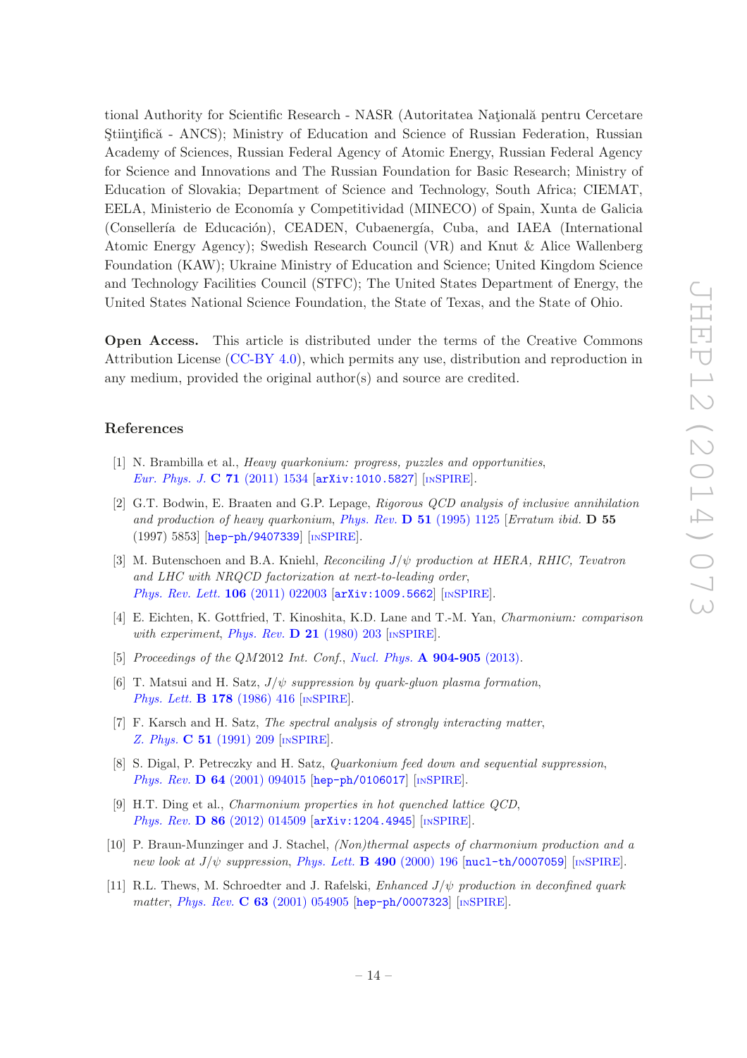tional Authority for Scientific Research - NASR (Autoritatea Naţională pentru Cercetare Ştiinţifică - ANCS); Ministry of Education and Science of Russian Federation, Russian Academy of Sciences, Russian Federal Agency of Atomic Energy, Russian Federal Agency for Science and Innovations and The Russian Foundation for Basic Research; Ministry of Education of Slovakia; Department of Science and Technology, South Africa; CIEMAT, EELA, Ministerio de Economía y Competitividad (MINECO) of Spain, Xunta de Galicia (Consellería de Educación), CEADEN, Cubaenergía, Cuba, and IAEA (International Atomic Energy Agency); Swedish Research Council (VR) and Knut & Alice Wallenberg Foundation (KAW); Ukraine Ministry of Education and Science; United Kingdom Science and Technology Facilities Council (STFC); The United States Department of Energy, the United States National Science Foundation, the State of Texas, and the State of Ohio.

**Open Access.** This article is distributed under the terms of the Creative Commons Attribution License (CC-BY 4.0), which permits any use, distribution and reproduction in any medium, provided the original author(s) and source are credited.

## References

[1] N. Brambilla et al., *Heavy quarkonium: progress, puzzles and opportunities*, Eur. Phys. J. **C 71** (2011) 1534 [arXiv:1010.5827] [INSPIRE].

[2] G.T. Bodwin, E. Braaten and G.P. Lepage, *Rigorous QCD analysis of inclusive annihilation and production of heavy quarkonium*, Phys. Rev. **D 51** (1995) 1125 [*Erratum ibid.* **D 55** (1997) 5853] [hep-ph/9407339] [INSPIRE].

[3] M. Butenschoen and B.A. Kniehl, *Reconciling $J/\psi$ production at HERA, RHIC, Tevatron and LHC with NRQCD factorization at next-to-leading order*, Phys. Rev. Lett. **106** (2011) 022003 [arXiv:1009.5662] [INSPIRE].

[4] E. Eichten, K. Gottfried, T. Kinoshita, K.D. Lane and T.-M. Yan, *Charmonium: comparison with experiment*, Phys. Rev. **D 21** (1980) 203 [INSPIRE].

[5] *Proceedings of the QM2012 Int. Conf.*, Nucl. Phys. **A 904-905** (2013).

[6] T. Matsui and H. Satz, *$J/\psi$ suppression by quark-gluon plasma formation*, Phys. Lett. **B 178** (1986) 416 [INSPIRE].

[7] F. Karsch and H. Satz, *The spectral analysis of strongly interacting matter*, Z. Phys. **C 51** (1991) 209 [INSPIRE].

[8] S. Digal, P. Petreczky and H. Satz, *Quarkonium feed down and sequential suppression*, Phys. Rev. **D 64** (2001) 094015 [hep-ph/0106017] [INSPIRE].

[9] H.T. Ding et al., *Charmonium properties in hot quenched lattice QCD*, Phys. Rev. **D 86** (2012) 014509 [arXiv:1204.4945] [INSPIRE].

[10] P. Braun-Munzinger and J. Stachel, *(Non)thermal aspects of charmonium production and a new look at $J/\psi$ suppression*, Phys. Lett. **B 490** (2000) 196 [nucl-th/0007059] [INSPIRE].

[11] R.L. Thews, M. Schroedter and J. Rafelski, *Enhanced $J/\psi$ production in deconfined quark matter*, Phys. Rev. **C 63** (2001) 054905 [hep-ph/0007323] [INSPIRE].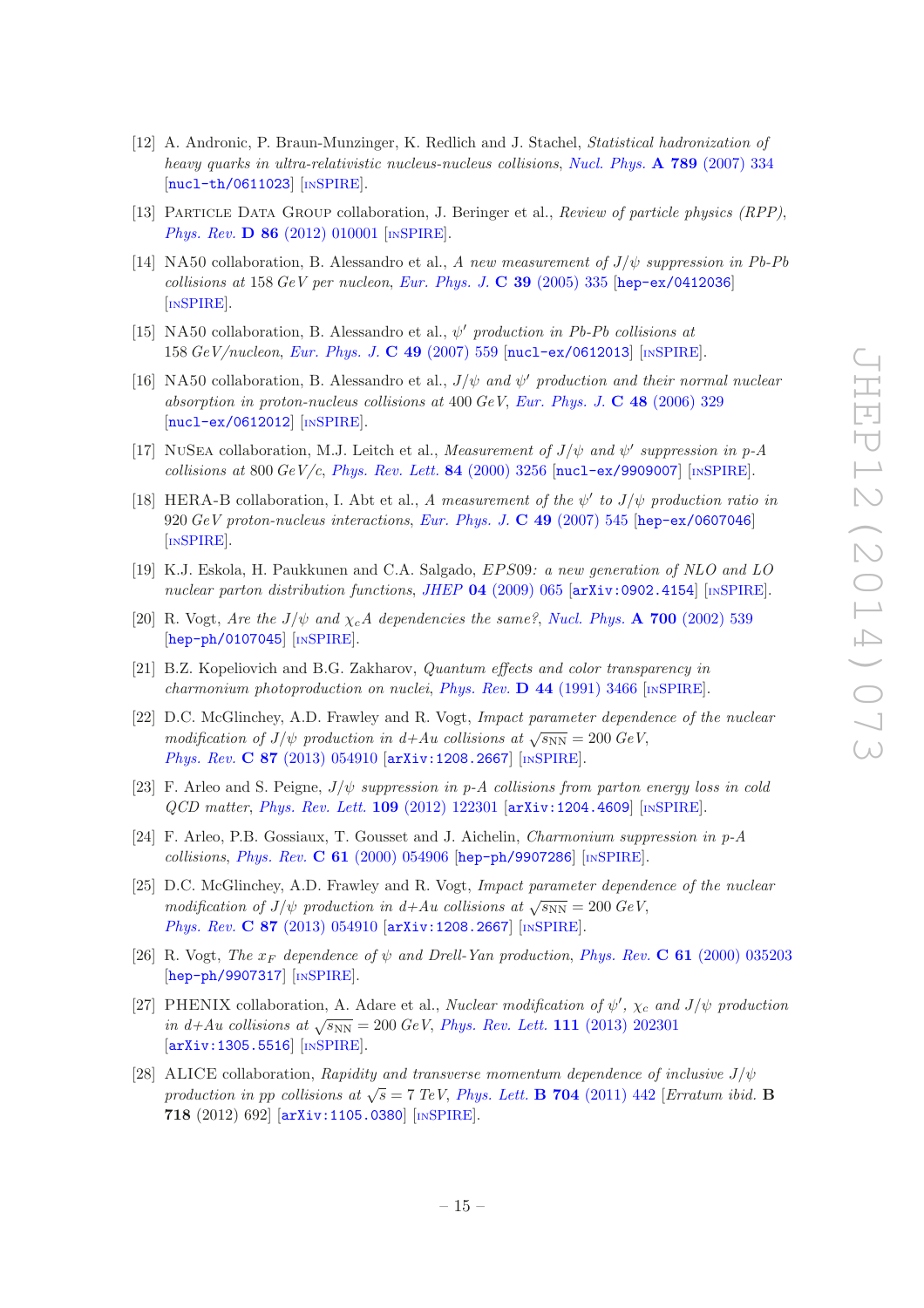[12] A. Andronic, P. Braun-Munzinger, K. Redlich and J. Stachel, *Statistical hadronization of heavy quarks in ultra-relativistic nucleus-nucleus collisions*, Nucl. Phys. **A 789** (2007) 334 [nucl-th/0611023] [INSPIRE].

[13] Particle Data Group collaboration, J. Beringer et al., *Review of particle physics (RPP)*, Phys. Rev. **D 86** (2012) 010001 [INSPIRE].

[14] NA50 collaboration, B. Alessandro et al., *A new measurement of $J/\psi$ suppression in Pb-Pb collisions at* 158 *GeV per nucleon*, Eur. Phys. J. **C 39** (2005) 335 [hep-ex/0412036] [INSPIRE].

[15] NA50 collaboration, B. Alessandro et al., *$\psi'$ production in Pb-Pb collisions at* 158 *GeV/nucleon*, Eur. Phys. J. **C 49** (2007) 559 [nucl-ex/0612013] [INSPIRE].

[16] NA50 collaboration, B. Alessandro et al., *$J/\psi$ and $\psi'$ production and their normal nuclear absorption in proton-nucleus collisions at* 400 *GeV*, Eur. Phys. J. **C 48** (2006) 329 [nucl-ex/0612012] [INSPIRE].

[17] NuSea collaboration, M.J. Leitch et al., *Measurement of $J/\psi$ and $\psi'$ suppression in p-A collisions at* 800 *GeV/c*, Phys. Rev. Lett. **84** (2000) 3256 [nucl-ex/9909007] [INSPIRE].

[18] HERA-B collaboration, I. Abt et al., *A measurement of the $\psi'$ to $J/\psi$ production ratio in* 920 *GeV proton-nucleus interactions*, Eur. Phys. J. **C 49** (2007) 545 [hep-ex/0607046] [INSPIRE].

[19] K.J. Eskola, H. Paukkunen and C.A. Salgado, *EPS09: a new generation of NLO and LO nuclear parton distribution functions*, JHEP **04** (2009) 065 [arXiv:0902.4154] [INSPIRE].

[20] R. Vogt, *Are the $J/\psi$ and $\chi_c A$ dependencies the same?*, Nucl. Phys. **A 700** (2002) 539 [hep-ph/0107045] [INSPIRE].

[21] B.Z. Kopeliovich and B.G. Zakharov, *Quantum effects and color transparency in charmonium photoproduction on nuclei*, Phys. Rev. **D 44** (1991) 3466 [INSPIRE].

[22] D.C. McGlinchey, A.D. Frawley and R. Vogt, *Impact parameter dependence of the nuclear modification of $J/\psi$ production in d+Au collisions at $\sqrt{s_{\rm NN}} = 200$ GeV*, Phys. Rev. **C 87** (2013) 054910 [arXiv:1208.2667] [INSPIRE].

[23] F. Arleo and S. Peigne, *$J/\psi$ suppression in p-A collisions from parton energy loss in cold QCD matter*, Phys. Rev. Lett. **109** (2012) 122301 [arXiv:1204.4609] [INSPIRE].

[24] F. Arleo, P.B. Gossiaux, T. Gousset and J. Aichelin, *Charmonium suppression in p-A collisions*, Phys. Rev. **C 61** (2000) 054906 [hep-ph/9907286] [INSPIRE].

[25] D.C. McGlinchey, A.D. Frawley and R. Vogt, *Impact parameter dependence of the nuclear modification of $J/\psi$ production in d+Au collisions at $\sqrt{s_{\rm NN}} = 200$ GeV*, Phys. Rev. **C 87** (2013) 054910 [arXiv:1208.2667] [INSPIRE].

[26] R. Vogt, *The $x_F$ dependence of $\psi$ and Drell-Yan production*, Phys. Rev. **C 61** (2000) 035203 [hep-ph/9907317] [INSPIRE].

[27] PHENIX collaboration, A. Adare et al., *Nuclear modification of $\psi'$, $\chi_c$ and $J/\psi$ production in d+Au collisions at $\sqrt{s_{\rm NN}} = 200$ GeV*, Phys. Rev. Lett. **111** (2013) 202301 [arXiv:1305.5516] [INSPIRE].

[28] ALICE collaboration, *Rapidity and transverse momentum dependence of inclusive $J/\psi$ production in pp collisions at $\sqrt{s} = 7$ TeV*, Phys. Lett. **B 704** (2011) 442 [*Erratum ibid.* **B 718** (2012) 692] [arXiv:1105.0380] [INSPIRE].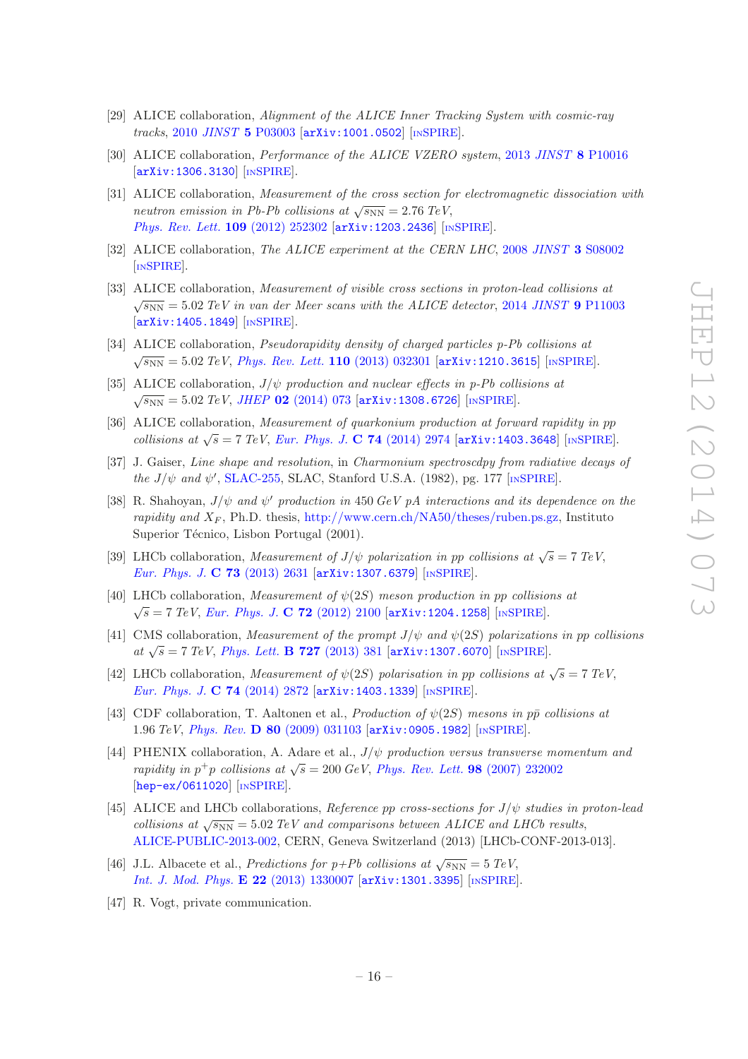[29] ALICE collaboration, *Alignment of the ALICE Inner Tracking System with cosmic-ray tracks*, 2010 *JINST* **5** P03003 [arXiv:1001.0502] [INSPIRE].

[30] ALICE collaboration, *Performance of the ALICE VZERO system*, 2013 *JINST* **8** P10016 [arXiv:1306.3130] [INSPIRE].

[31] ALICE collaboration, *Measurement of the cross section for electromagnetic dissociation with neutron emission in Pb-Pb collisions at* $\sqrt{s_{\rm NN}} = 2.76$ *TeV*, *Phys. Rev. Lett.* **109** (2012) 252302 [arXiv:1203.2436] [INSPIRE].

[32] ALICE collaboration, *The ALICE experiment at the CERN LHC*, 2008 *JINST* **3** S08002 [INSPIRE].

[33] ALICE collaboration, *Measurement of visible cross sections in proton-lead collisions at* $\sqrt{s_{\rm NN}} = 5.02$ *TeV in van der Meer scans with the ALICE detector*, 2014 *JINST* **9** P11003 [arXiv:1405.1849] [INSPIRE].

[34] ALICE collaboration, *Pseudorapidity density of charged particles p-Pb collisions at* $\sqrt{s_{\rm NN}} = 5.02$ *TeV*, *Phys. Rev. Lett.* **110** (2013) 032301 [arXiv:1210.3615] [INSPIRE].

[35] ALICE collaboration, $J/\psi$ *production and nuclear effects in p-Pb collisions at* $\sqrt{s_{\rm NN}} = 5.02$ *TeV*, *JHEP* **02** (2014) 073 [arXiv:1308.6726] [INSPIRE].

[36] ALICE collaboration, *Measurement of quarkonium production at forward rapidity in pp collisions at* $\sqrt{s} = 7$ *TeV*, *Eur. Phys. J.* **C 74** (2014) 2974 [arXiv:1403.3648] [INSPIRE].

[37] J. Gaiser, *Line shape and resolution*, in *Charmonium spectroscdpy from radiative decays of the* $J/\psi$ *and* $\psi'$, SLAC-255, SLAC, Stanford U.S.A. (1982), pg. 177 [INSPIRE].

[38] R. Shahoyan, $J/\psi$ *and* $\psi'$ *production in* 450 *GeV pA interactions and its dependence on the rapidity and* $X_F$, Ph.D. thesis, http://www.cern.ch/NA50/theses/ruben.ps.gz, Instituto Superior Técnico, Lisbon Portugal (2001).

[39] LHCb collaboration, *Measurement of* $J/\psi$ *polarization in pp collisions at* $\sqrt{s} = 7$ *TeV*, *Eur. Phys. J.* **C 73** (2013) 2631 [arXiv:1307.6379] [INSPIRE].

[40] LHCb collaboration, *Measurement of* $\psi(2S)$ *meson production in pp collisions at* $\sqrt{s} = 7$ *TeV*, *Eur. Phys. J.* **C 72** (2012) 2100 [arXiv:1204.1258] [INSPIRE].

[41] CMS collaboration, *Measurement of the prompt* $J/\psi$ *and* $\psi(2S)$ *polarizations in pp collisions at* $\sqrt{s} = 7$ *TeV*, *Phys. Lett.* **B 727** (2013) 381 [arXiv:1307.6070] [INSPIRE].

[42] LHCb collaboration, *Measurement of* $\psi(2S)$ *polarisation in pp collisions at* $\sqrt{s} = 7$ *TeV*, *Eur. Phys. J.* **C 74** (2014) 2872 [arXiv:1403.1339] [INSPIRE].

[43] CDF collaboration, T. Aaltonen et al., *Production of* $\psi(2S)$ *mesons in* $p\bar{p}$ *collisions at* 1.96 *TeV*, *Phys. Rev.* **D 80** (2009) 031103 [arXiv:0905.1982] [INSPIRE].

[44] PHENIX collaboration, A. Adare et al., $J/\psi$ *production versus transverse momentum and rapidity in* $p^+p$ *collisions at* $\sqrt{s} = 200$ *GeV*, *Phys. Rev. Lett.* **98** (2007) 232002 [hep-ex/0611020] [INSPIRE].

[45] ALICE and LHCb collaborations, *Reference pp cross-sections for* $J/\psi$ *studies in proton-lead collisions at* $\sqrt{s_{\rm NN}} = 5.02$ *TeV and comparisons between ALICE and LHCb results*, ALICE-PUBLIC-2013-002, CERN, Geneva Switzerland (2013) [LHCb-CONF-2013-013].

[46] J.L. Albacete et al., *Predictions for p+Pb collisions at* $\sqrt{s_{\rm NN}} = 5$ *TeV*, *Int. J. Mod. Phys.* **E 22** (2013) 1330007 [arXiv:1301.3395] [INSPIRE].

[47] R. Vogt, private communication.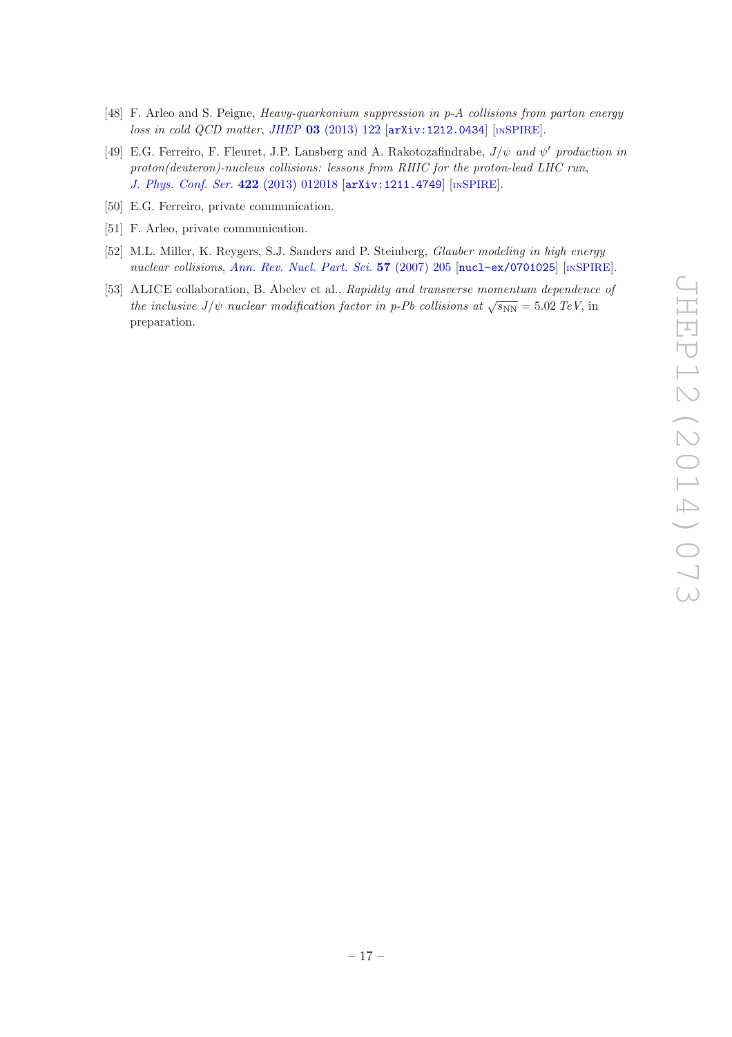[48] F. Arleo and S. Peigne, *Heavy-quarkonium suppression in p-A collisions from parton energy loss in cold QCD matter*, JHEP **03** (2013) 122 [arXiv:1212.0434] [INSPIRE].

[49] E.G. Ferreiro, F. Fleuret, J.P. Lansberg and A. Rakotozafindrabe, *$J/\psi$ and $\psi'$ production in proton(deuteron)-nucleus collisions: lessons from RHIC for the proton-lead LHC run*, J. Phys. Conf. Ser. **422** (2013) 012018 [arXiv:1211.4749] [INSPIRE].

[50] E.G. Ferreiro, private communication.

[51] F. Arleo, private communication.

[52] M.L. Miller, K. Reygers, S.J. Sanders and P. Steinberg, *Glauber modeling in high energy nuclear collisions*, Ann. Rev. Nucl. Part. Sci. **57** (2007) 205 [nucl-ex/0701025] [INSPIRE].

[53] ALICE collaboration, B. Abelev et al., *Rapidity and transverse momentum dependence of the inclusive $J/\psi$ nuclear modification factor in p-Pb collisions at $\sqrt{s_{\rm NN}} = 5.02$ TeV*, in preparation.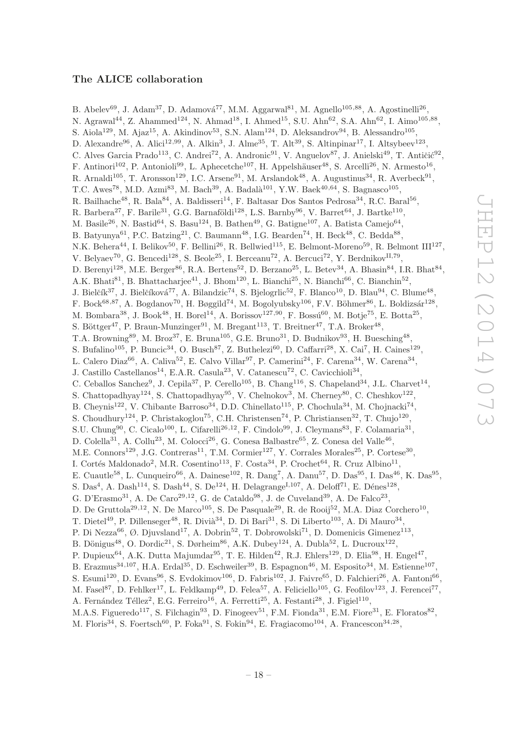### The ALICE collaboration

B. Abelev[69], J. Adam[37], D. Adamová[77], M.M. Aggarwal[81], M. Agnello[105,88], A. Agostinelli[26], N. Agrawal[44], Z. Ahammed[124], N. Ahmad[18], I. Ahmed[15], S.U. Ahn[62], S.A. Ahn[62], I. Aimo[105,88], S. Aiola[129], M. Ajaz[15], A. Akindinov[53], S.N. Alam[124], D. Aleksandrov[94], B. Alessandro[105], D. Alexandre[96], A. Alici[12,99], A. Alkin[3], J. Alme[35], T. Alt[39], S. Altinpinar[17], I. Altsybeev[123], C. Alves Garcia Prado[113], C. Andrei[72], A. Andronic[91], V. Anguelov[87], J. Anielski[49], T. Antičić[92], F. Antinori[102], P. Antonioli[99], L. Aphecetche[107], H. Appelshäuser[48], S. Arcelli[26], N. Armesto[16], R. Arnaldi[105], T. Aronsson[129], I.C. Arsene[91], M. Arslandok[48], A. Augustinus[34], R. Averbeck[91], T.C. Awes[78], M.D. Azmi[83], M. Bach[39], A. Badalà[101], Y.W. Baek[40,64], S. Bagnasco[105], R. Bailhache[48], R. Bala[84], A. Baldisseri[14], F. Baltasar Dos Santos Pedrosa[34], R.C. Baral[56], R. Barbera[27], F. Barile[31], G.G. Barnaföldi[128], L.S. Barnby[96], V. Barret[64], J. Bartke[110], M. Basile[26], N. Bastid[64], S. Basu[124], B. Bathen[49], G. Batigne[107], A. Batista Camejo[64], B. Batyunya[61], P.C. Batzing[21], C. Baumann[48], I.G. Bearden[74], H. Beck[48], C. Bedda[88], N.K. Behera[44], I. Belikov[50], F. Bellini[26], R. Bellwied[115], E. Belmont-Moreno[59], R. Belmont III[127], V. Belyaev[70], G. Bencedi[128], S. Beole[25], I. Berceanu[72], A. Bercuci[72], Y. Berdnikov[II,79], D. Berenyi[128], M.E. Berger[86], R.A. Bertens[52], D. Berzano[25], L. Betev[34], A. Bhasin[84], I.R. Bhat[84], A.K. Bhati[81], B. Bhattacharjee[41], J. Bhom[120], L. Bianchi[25], N. Bianchi[66], C. Bianchin[52], J. Bielčík[37], J. Bielčíková[77], A. Bilandzic[74], S. Bjelogrlic[52], F. Blanco[10], D. Blau[94], C. Blume[48], F. Bock[68,87], A. Bogdanov[70], H. Bøggild[74], M. Bogolyubsky[106], F.V. Böhmer[86], L. Boldizsár[128], M. Bombara[38], J. Book[48], H. Borel[14], A. Borissov[127,90], F. Bossú[60], M. Botje[75], E. Botta[25], S. Böttger[47], P. Braun-Munzinger[91], M. Bregant[113], T. Breitner[47], T.A. Broker[48], T.A. Browning[89], M. Broz[37], E. Bruna[105], G.E. Bruno[31], D. Budnikov[93], H. Buesching[48], S. Bufalino[105], P. Buncic[34], O. Busch[87], Z. Buthelezi[60], D. Caffarri[28], X. Cai[7], H. Caines[129], L. Calero Diaz[66], A. Caliva[52], E. Calvo Villar[97], P. Camerini[24], F. Carena[34], W. Carena[34], J. Castillo Castellanos[14], E.A.R. Casula[23], V. Catanescu[72], C. Cavicchioli[34], C. Ceballos Sanchez[9], J. Cepila[37], P. Cerello[105], B. Chang[116], S. Chapeland[34], J.L. Charvet[14], S. Chattopadhyay[124], S. Chattopadhyay[95], V. Chelnokov[3], M. Cherney[80], C. Cheshkov[122], B. Cheynis[122], V. Chibante Barroso[34], D.D. Chinellato[115], P. Chochula[34], M. Chojnacki[74], S. Choudhury[124], P. Christakoglou[75], C.H. Christensen[74], P. Christiansen[32], T. Chujo[120], S.U. Chung[90], C. Cicalo[100], L. Cifarelli[26,12], F. Cindolo[99], J. Cleymans[83], F. Colamaria[31], D. Colella[31], A. Collu[23], M. Colocci[26], G. Conesa Balbastre[65], Z. Conesa del Valle[46], M.E. Connors[129], J.G. Contreras[11], T.M. Cormier[127], Y. Corrales Morales[25], P. Cortese[30], I. Cortés Maldonado[2], M.R. Cosentino[113], F. Costa[34], P. Crochet[64], R. Cruz Albino[11], E. Cuautle[58], L. Cunqueiro[66], A. Dainese[102], R. Dang[7], A. Danu[57], D. Das[95], I. Das[46], K. Das[95], S. Das[4], A. Dash[114], S. Dash[44], S. De[124], H. Delagrange[I,107], A. Deloff[71], E. Dénes[128], G. D'Erasmo[31], A. De Caro[29,12], G. de Cataldo[98], J. de Cuveland[39], A. De Falco[23], D. De Gruttola[29,12], N. De Marco[105], S. De Pasquale[29], R. de Rooij[52], M.A. Diaz Corchero[10], T. Dietel[49], P. Dillenseger[48], R. Divià[34], D. Di Bari[31], S. Di Liberto[103], A. Di Mauro[34], P. Di Nezza[66], Ø. Djuvsland[17], A. Dobrin[52], T. Dobrowolski[71], D. Domenicis Gimenez[113], B. Dönigus[48], O. Dordic[21], S. Dørheim[86], A.K. Dubey[124], A. Dubla[52], L. Ducroux[122], P. Dupieux[64], A.K. Dutta Majumdar[95], T. E. Hilden[42], R.J. Ehlers[129], D. Elia[98], H. Engel[47], B. Erazmus[34,107], H.A. Erdal[35], D. Eschweiler[39], B. Espagnon[46], M. Esposito[34], M. Estienne[107], S. Esumi[120], D. Evans[96], S. Evdokimov[106], D. Fabris[102], J. Faivre[65], D. Falchieri[26], A. Fantoni[66], M. Fasel[87], D. Fehlker[17], L. Feldkamp[49], D. Felea[57], A. Feliciello[105], G. Feofilov[123], J. Ferencei[77], A. Fernández Téllez[2], E.G. Ferreiro[16], A. Ferretti[25], A. Festanti[28], J. Figiel[110], M.A.S. Figueredo[117], S. Filchagin[93], D. Finogeev[51], F.M. Fionda[31], E.M. Fiore[31], E. Floratos[82], M. Floris[34], S. Foertsch[60], P. Foka[91], S. Fokin[94], E. Fragiacomo[104], A. Francescon[34,28],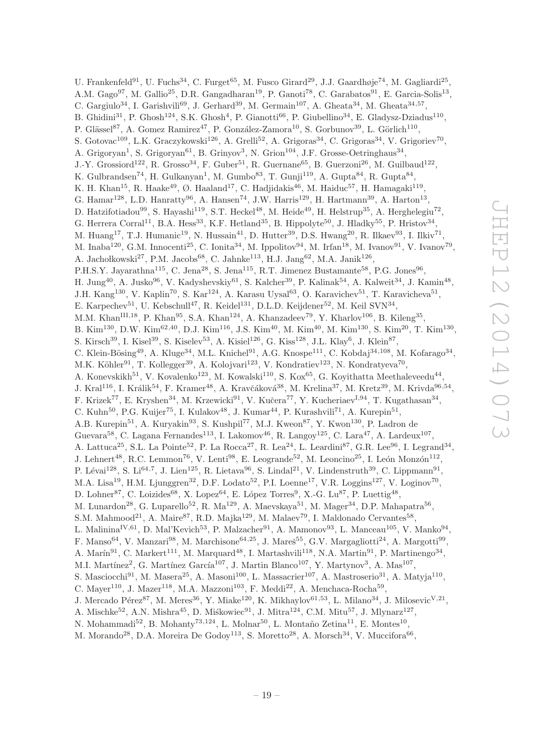U. Frankenfeld[91], U. Fuchs[34], C. Furget[65], M. Fusco Girard[29], J.J. Gaardhøje[74], M. Gagliardi[25], A.M. Gago[97], M. Gallio[25], D.R. Gangadharan[19], P. Ganoti[78], C. Garabatos[91], E. Garcia-Solis[13], C. Gargiulo[34], I. Garishvili[69], J. Gerhard[39], M. Germain[107], A. Gheata[34], M. Gheata[34,57], B. Ghidini[31], P. Ghosh[124], S.K. Ghosh[4], P. Gianotti[66], P. Giubellino[34], E. Gladysz-Dziadus[110], P. Glässel[87], A. Gomez Ramirez[47], P. González-Zamora[10], S. Gorbunov[39], L. Görlich[110], S. Gotovac[109], L.K. Graczykowski[126], A. Grelli[52], A. Grigoras[34], C. Grigoras[34], V. Grigoriev[70], A. Grigoryan[1], S. Grigoryan[61], B. Grinyov[3], N. Grion[104], J.F. Grosse-Oetringhaus[34], J.-Y. Grossiord[122], R. Grosso[34], F. Guber[51], R. Guernane[65], B. Guerzoni[26], M. Guilbaud[122], K. Gulbrandsen[74], H. Gulkanyan[1], M. Gumbo[83], T. Gunji[119], A. Gupta[84], R. Gupta[84], K. H. Khan[15], R. Haake[49], Ø. Haaland[17], C. Hadjidakis[46], M. Haiduc[57], H. Hamagaki[119], G. Hamar[128], L.D. Hanratty[96], A. Hansen[74], J.W. Harris[129], H. Hartmann[39], A. Harton[13], D. Hatzifotiadou[99], S. Hayashi[119], S.T. Heckel[48], M. Heide[49], H. Helstrup[35], A. Herghelegiu[72], G. Herrera Corral[11], B.A. Hess[33], K.F. Hetland[35], B. Hippolyte[50], J. Hladky[55], P. Hristov[34], M. Huang[17], T.J. Humanic[19], N. Hussain[41], D. Hutter[39], D.S. Hwang[20], R. Ilkaev[93], I. Ilkiv[71], M. Inaba[120], G.M. Innocenti[25], C. Ionita[34], M. Ippolitov[94], M. Irfan[18], M. Ivanov[91], V. Ivanov[79], A. Jachołkowski[27], P.M. Jacobs[68], C. Jahnke[113], H.J. Jang[62], M.A. Janik[126], P.H.S.Y. Jayarathna[115], C. Jena[28], S. Jena[115], R.T. Jimenez Bustamante[58], P.G. Jones[96], H. Jung[40], A. Jusko[96], V. Kadyshevskiy[61], S. Kalcher[39], P. Kalinak[54], A. Kalweit[34], J. Kamin[48], J.H. Kang[130], V. Kaplin[70], S. Kar[124], A. Karasu Uysal[63], O. Karavichev[51], T. Karavicheva[51], E. Karpechev[51], U. Kebschull[47], R. Keidel[131], D.L.D. Keijdener[52], M. Keil SVN[34], M.M. Khan[III,18], P. Khan[95], S.A. Khan[124], A. Khanzadeev[79], Y. Kharlov[106], B. Kileng[35], B. Kim[130], D.W. Kim[62,40], D.J. Kim[116], J.S. Kim[40], M. Kim[40], M. Kim[130], S. Kim[20], T. Kim[130], S. Kirsch[39], I. Kisel[39], S. Kiselev[53], A. Kisiel[126], G. Kiss[128], J.L. Klay[6], J. Klein[87], C. Klein-Bösing[49], A. Kluge[34], M.L. Knichel[91], A.G. Knospe[111], C. Kobdaj[34,108], M. Kofarago[34], M.K. Köhler[91], T. Kollegger[39], A. Kolojvari[123], V. Kondratiev[123], N. Kondratyeva[70], A. Konevskikh[51], V. Kovalenko[123], M. Kowalski[110], S. Kox[65], G. Koyithatta Meethaleveedu[44], J. Kral[116], I. Králik[54], F. Kramer[48], A. Kravčáková[38], M. Krelina[37], M. Kretz[39], M. Krivda[96,54], F. Krizek[77], E. Kryshen[34], M. Krzewicki[91], V. Kučera[77], Y. Kucheriaev[I,94], T. Kugathasan[34], C. Kuhn[50], P.G. Kuijer[75], I. Kulakov[48], J. Kumar[44], P. Kurashvili[71], A. Kurepin[51], A.B. Kurepin[51], A. Kuryakin[93], S. Kushpil[77], M.J. Kweon[87], Y. Kwon[130], P. Ladron de Guevara[58], C. Lagana Fernandes[113], I. Lakomov[46], R. Langoy[125], C. Lara[47], A. Lardeux[107], A. Lattuca[25], S.L. La Pointe[52], P. La Rocca[27], R. Lea[24], L. Leardini[87], G.R. Lee[96], I. Legrand[34], J. Lehnert[48], R.C. Lemmon[76], V. Lenti[98], E. Leogrande[52], M. Leoncino[25], I. León Monzón[112], P. Lévai[128], S. Li[64,7], J. Lien[125], R. Lietava[96], S. Lindal[21], V. Lindenstruth[39], C. Lippmann[91], M.A. Lisa[19], H.M. Ljunggren[32], D.F. Lodato[52], P.I. Loenne[17], V.R. Loggins[127], V. Loginov[70], D. Lohner[87], C. Loizides[68], X. Lopez[64], E. López Torres[9], X.-G. Lu[87], P. Luettig[48], M. Lunardon[28], G. Luparello[52], R. Ma[129], A. Maevskaya[51], M. Mager[34], D.P. Mahapatra[56], S.M. Mahmood[21], A. Maire[87], R.D. Majka[129], M. Malaev[79], I. Maldonado Cervantes[58], L. Malinina[IV,61], D. Mal'Kevich[53], P. Malzacher[91], A. Mamonov[93], L. Manceau[105], V. Manko[94], F. Manso[64], V. Manzari[98], M. Marchisone[64,25], J. Mareš[55], G.V. Margagliotti[24], A. Margotti[99], A. Marín[91], C. Markert[111], M. Marquard[48], I. Martashvili[118], N.A. Martin[91], P. Martinengo[34], M.I. Martínez[2], G. Martínez García[107], J. Martin Blanco[107], Y. Martynov[3], A. Mas[107], S. Masciocchi[91], M. Masera[25], A. Masoni[100], L. Massacrier[107], A. Mastroserio[31], A. Matyja[110], C. Mayer[110], J. Mazer[118], M.A. Mazzoni[103], F. Meddi[22], A. Menchaca-Rocha[59], J. Mercado Pérez[87], M. Meres[36], Y. Miake[120], K. Mikhaylov[61,53], L. Milano[34], J. Milosevic[V,21], A. Mischke[52], A.N. Mishra[45], D. Miśkowiec[91], J. Mitra[124], C.M. Mitu[57], J. Mlynarz[127], N. Mohammadi[52], B. Mohanty[73,124], L. Molnar[50], L. Montaño Zetina[11], E. Montes[10], M. Morando[28], D.A. Moreira De Godoy[113], S. Moretto[28], A. Morsch[34], V. Muccifora[66],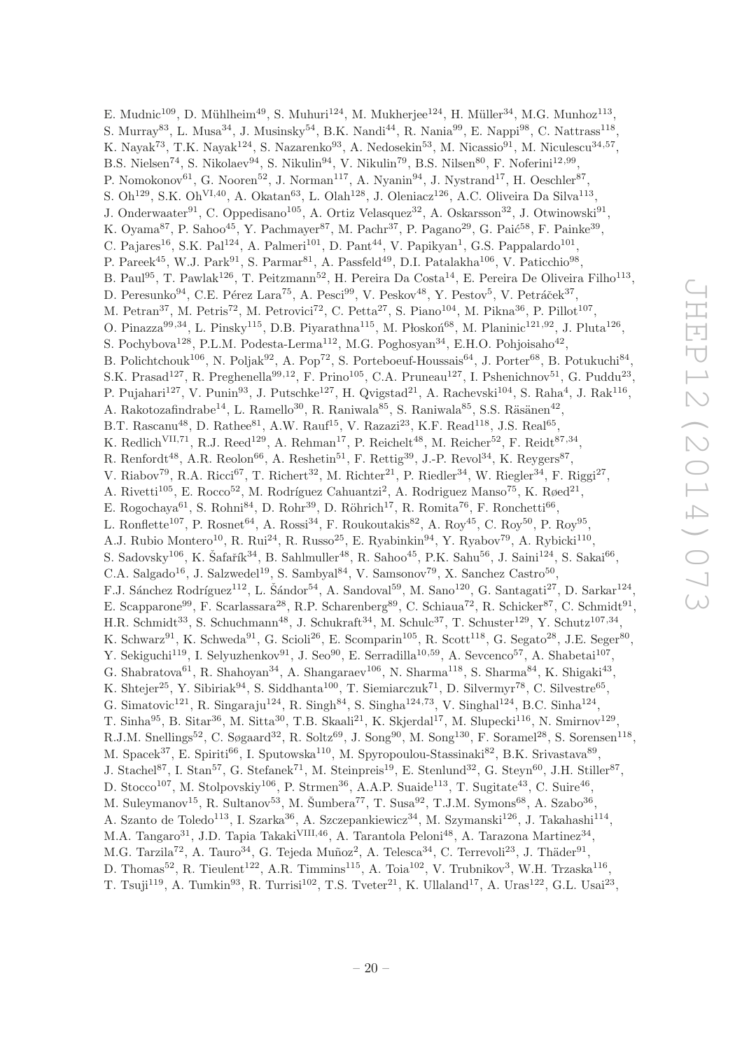E. Mudnic[109], D. Mühlheim[49], S. Muhuri[124], M. Mukherjee[124], H. Müller[34], M.G. Munhoz[113], S. Murray[83], L. Musa[34], J. Musinsky[54], B.K. Nandi[44], R. Nania[99], E. Nappi[98], C. Nattrass[118], K. Nayak[73], T.K. Nayak[124], S. Nazarenko[93], A. Nedosekin[53], M. Nicassio[91], M. Niculescu[34,57], B.S. Nielsen[74], S. Nikolaev[94], S. Nikulin[94], V. Nikulin[79], B.S. Nilsen[80], F. Noferini[12,99], P. Nomokonov[61], G. Nooren[52], J. Norman[117], A. Nyanin[94], J. Nystrand[17], H. Oeschler[87], S. Oh[129], S.K. Oh[VI,40], A. Okatan[63], L. Olah[128], J. Oleniacz[126], A.C. Oliveira Da Silva[113], J. Onderwaater[91], C. Oppedisano[105], A. Ortiz Velasquez[32], A. Oskarsson[32], J. Otwinowski[91], K. Oyama[87], P. Sahoo[45], Y. Pachmayer[87], M. Pachr[37], P. Pagano[29], G. Paić[58], F. Painke[39], C. Pajares[16], S.K. Pal[124], A. Palmeri[101], D. Pant[44], V. Papikyan[1], G.S. Pappalardo[101], P. Pareek[45], W.J. Park[91], S. Parmar[81], A. Passfeld[49], D.I. Patalakha[106], V. Paticchio[98], B. Paul[95], T. Pawlak[126], T. Peitzmann[52], H. Pereira Da Costa[14], E. Pereira De Oliveira Filho[113], D. Peresunko[94], C.E. Pérez Lara[75], A. Pesci[99], V. Peskov[48], Y. Pestov[5], V. Petráček[37], M. Petran[37], M. Petris[72], M. Petrovici[72], C. Petta[27], S. Piano[104], M. Pikna[36], P. Pillot[107], O. Pinazza[99,34], L. Pinsky[115], D.B. Piyarathna[115], M. Płoskoń[68], M. Planinic[121,92], J. Pluta[126], S. Pochybova[128], P.L.M. Podesta-Lerma[112], M.G. Poghosyan[34], E.H.O. Pohjoisaho[42], B. Polichtchouk[106], N. Poljak[92], A. Pop[72], S. Porteboeuf-Houssais[64], J. Porter[68], B. Potukuchi[84], S.K. Prasad[127], R. Preghenella[99,12], F. Prino[105], C.A. Pruneau[127], I. Pshenichnov[51], G. Puddu[23], P. Pujahari[127], V. Punin[93], J. Putschke[127], H. Qvigstad[21], A. Rachevski[104], S. Raha[4], J. Rak[116], A. Rakotozafindrabe[14], L. Ramello[30], R. Raniwala[85], S. Raniwala[85], S.S. Räsänen[42], B.T. Rascanu[48], D. Rathee[81], A.W. Rauf[15], V. Razazi[23], K.F. Read[118], J.S. Real[65], K. Redlich[VII,71], R.J. Reed[129], A. Rehman[17], P. Reichelt[48], M. Reicher[52], F. Reidt[87,34], R. Renfordt[48], A.R. Reolon[66], A. Reshetin[51], F. Rettig[39], J.-P. Revol[34], K. Reygers[87], V. Riabov[79], R.A. Ricci[67], T. Richert[32], M. Richter[21], P. Riedler[34], W. Riegler[34], F. Riggi[27], A. Rivetti[105], E. Rocco[52], M. Rodríguez Cahuantzi[2], A. Rodriguez Manso[75], K. Røed[21], E. Rogochaya[61], S. Rohni[84], D. Rohr[39], D. Röhrich[17], R. Romita[76], F. Ronchetti[66], L. Ronflette[107], P. Rosnet[64], A. Rossi[34], F. Roukoutakis[82], A. Roy[45], C. Roy[50], P. Roy[95], A.J. Rubio Montero[10], R. Rui[24], R. Russo[25], E. Ryabinkin[94], Y. Ryabov[79], A. Rybicki[110], S. Sadovsky[106], K. Šafařík[34], B. Sahlmuller[48], R. Sahoo[45], P.K. Sahu[56], J. Saini[124], S. Sakai[66], C.A. Salgado[16], J. Salzwedel[19], S. Sambyal[84], V. Samsonov[79], X. Sanchez Castro[50], F.J. Sánchez Rodríguez[112], L. Šándor[54], A. Sandoval[59], M. Sano[120], G. Santagati[27], D. Sarkar[124], E. Scapparone[99], F. Scarlassara[28], R.P. Scharenberg[89], C. Schiaua[72], R. Schicker[87], C. Schmidt[91], H.R. Schmidt[33], S. Schuchmann[48], J. Schukraft[34], M. Schulc[37], T. Schuster[129], Y. Schutz[107,34], K. Schwarz[91], K. Schweda[91], G. Scioli[26], E. Scomparin[105], R. Scott[118], G. Segato[28], J.E. Seger[80], Y. Sekiguchi[119], I. Selyuzhenkov[91], J. Seo[90], E. Serradilla[10,59], A. Sevcenco[57], A. Shabetai[107], G. Shabratova[61], R. Shahoyan[34], A. Shangaraev[106], N. Sharma[118], S. Sharma[84], K. Shigaki[43], K. Shtejer[25], Y. Sibiriak[94], S. Siddhanta[100], T. Siemiarczuk[71], D. Silvermyr[78], C. Silvestre[65], G. Simatovic[121], R. Singaraju[124], R. Singh[84], S. Singha[124,73], V. Singhal[124], B.C. Sinha[124], T. Sinha[95], B. Sitar[36], M. Sitta[30], T.B. Skaali[21], K. Skjerdal[17], M. Slupecki[116], N. Smirnov[129], R.J.M. Snellings[52], C. Søgaard[32], R. Soltz[69], J. Song[90], M. Song[130], F. Soramel[28], S. Sorensen[118], M. Spacek[37], E. Spiriti[66], I. Sputowska[110], M. Spyropoulou-Stassinaki[82], B.K. Srivastava[89], J. Stachel[87], I. Stan[57], G. Stefanek[71], M. Steinpreis[19], E. Stenlund[32], G. Steyn[60], J.H. Stiller[87], D. Stocco[107], M. Stolpovskiy[106], P. Strmen[36], A.A.P. Suaide[113], T. Sugitate[43], C. Suire[46], M. Suleymanov[15], R. Sultanov[53], M. Šumbera[77], T. Susa[92], T.J.M. Symons[68], A. Szabo[36], A. Szanto de Toledo[113], I. Szarka[36], A. Szczepankiewicz[34], M. Szymanski[126], J. Takahashi[114], M.A. Tangaro[31], J.D. Tapia Takaki[VIII,46], A. Tarantola Peloni[48], A. Tarazona Martinez[34], M.G. Tarzila[72], A. Tauro[34], G. Tejeda Muñoz[2], A. Telesca[34], C. Terrevoli[23], J. Thäder[91], D. Thomas[52], R. Tieulent[122], A.R. Timmins[115], A. Toia[102], V. Trubnikov[3], W.H. Trzaska[116], T. Tsuji[119], A. Tumkin[93], R. Turrisi[102], T.S. Tveter[21], K. Ullaland[17], A. Uras[122], G.L. Usai[23],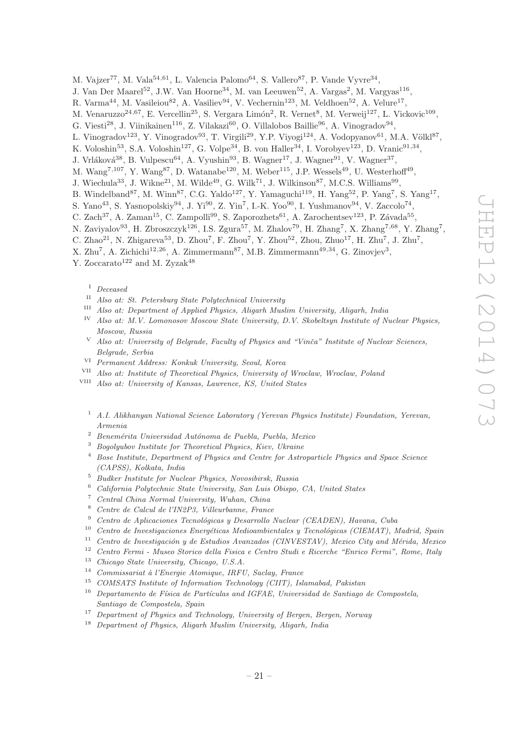M. Vajzer[77], M. Vala[54,61], L. Valencia Palomo[64], S. Vallero[87], P. Vande Vyvre[34], J. Van Der Maarel[52], J.W. Van Hoorne[34], M. van Leeuwen[52], A. Vargas[2], M. Vargyas[116], R. Varma[44], M. Vasileiou[82], A. Vasiliev[94], V. Vechernin[123], M. Veldhoen[52], A. Velure[17], M. Venaruzzo[24,67], E. Vercellin[25], S. Vergara Limón[2], R. Vernet[8], M. Verweij[127], L. Vickovic[109], G. Viesti[28], J. Viinikainen[116], Z. Vilakazi[60], O. Villalobos Baillie[96], A. Vinogradov[94], L. Vinogradov[123], Y. Vinogradov[93], T. Virgili[29], Y.P. Viyogi[124], A. Vodopyanov[61], M.A. Völkl[87], K. Voloshin[53], S.A. Voloshin[127], G. Volpe[34], B. von Haller[34], I. Vorobyev[123], D. Vranic[91,34], J. Vrláková[38], B. Vulpescu[64], A. Vyushin[93], B. Wagner[17], J. Wagner[91], V. Wagner[37], M. Wang[7,107], Y. Wang[87], D. Watanabe[120], M. Weber[115], J.P. Wessels[49], U. Westerhoff[49], J. Wiechula[33], J. Wikne[21], M. Wilde[49], G. Wilk[71], J. Wilkinson[87], M.C.S. Williams[99], B. Windelband[87], M. Winn[87], C.G. Yaldo[127], Y. Yamaguchi[119], H. Yang[52], P. Yang[7], S. Yang[17], S. Yano[43], S. Yasnopolskiy[94], J. Yi[90], Z. Yin[7], I.-K. Yoo[90], I. Yushmanov[94], V. Zaccolo[74], C. Zach[37], A. Zaman[15], C. Zampolli[99], S. Zaporozhets[61], A. Zarochentsev[123], P. Závada[55], N. Zaviyalov[93], H. Zbroszczyk[126], I.S. Zgura[57], M. Zhalov[79], H. Zhang[7], X. Zhang[7,68], Y. Zhang[7], C. Zhao[21], N. Zhigareva[53], D. Zhou[7], F. Zhou[7], Y. Zhou[52], Zhou, Zhuo[17], H. Zhu[7], J. Zhu[7], X. Zhu[7], A. Zichichi[12,26], A. Zimmermann[87], M.B. Zimmermann[49,34], G. Zinovjev[3], Y. Zoccarato[122] and M. Zyzak[48]

[I] *Deceased*
[II] *Also at: St. Petersburg State Polytechnical University*
[III] *Also at: Department of Applied Physics, Aligarh Muslim University, Aligarh, India*
[IV] *Also at: M.V. Lomonosov Moscow State University, D.V. Skobeltsyn Institute of Nuclear Physics, Moscow, Russia*
[V] *Also at: University of Belgrade, Faculty of Physics and "Vinča" Institute of Nuclear Sciences, Belgrade, Serbia*
[VI] *Permanent Address: Konkuk University, Seoul, Korea*
[VII] *Also at: Institute of Theoretical Physics, University of Wroclaw, Wroclaw, Poland*
[VIII] *Also at: University of Kansas, Lawrence, KS, United States*

[1] *A.I. Alikhanyan National Science Laboratory (Yerevan Physics Institute) Foundation, Yerevan, Armenia*
[2] *Benemérita Universidad Autónoma de Puebla, Puebla, Mexico*
[3] *Bogolyubov Institute for Theoretical Physics, Kiev, Ukraine*
[4] *Bose Institute, Department of Physics and Centre for Astroparticle Physics and Space Science (CAPSS), Kolkata, India*
[5] *Budker Institute for Nuclear Physics, Novosibirsk, Russia*
[6] *California Polytechnic State University, San Luis Obispo, CA, United States*
[7] *Central China Normal University, Wuhan, China*
[8] *Centre de Calcul de l'IN2P3, Villeurbanne, France*
[9] *Centro de Aplicaciones Tecnológicas y Desarrollo Nuclear (CEADEN), Havana, Cuba*
[10] *Centro de Investigaciones Energéticas Medioambientales y Tecnológicas (CIEMAT), Madrid, Spain*
[11] *Centro de Investigación y de Estudios Avanzados (CINVESTAV), Mexico City and Mérida, Mexico*
[12] *Centro Fermi - Museo Storico della Fisica e Centro Studi e Ricerche "Enrico Fermi", Rome, Italy*
[13] *Chicago State University, Chicago, U.S.A.*
[14] *Commissariat à l'Energie Atomique, IRFU, Saclay, France*
[15] *COMSATS Institute of Information Technology (CIIT), Islamabad, Pakistan*
[16] *Departamento de Física de Partículas and IGFAE, Universidad de Santiago de Compostela, Santiago de Compostela, Spain*
[17] *Department of Physics and Technology, University of Bergen, Bergen, Norway*
[18] *Department of Physics, Aligarh Muslim University, Aligarh, India*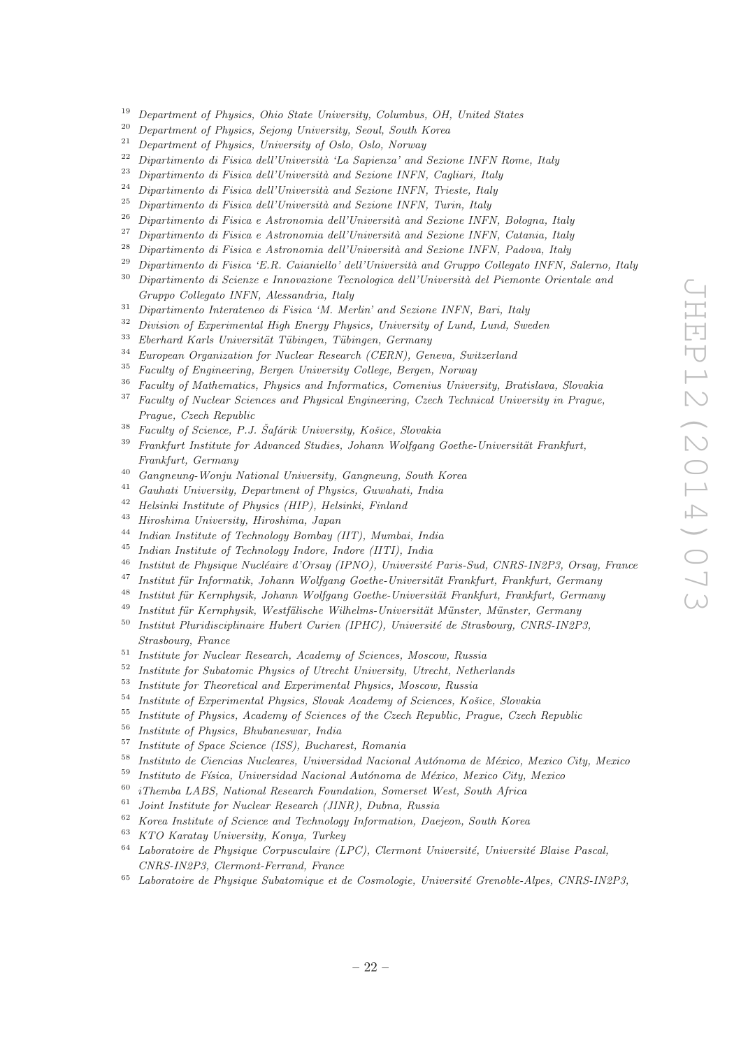[19] *Department of Physics, Ohio State University, Columbus, OH, United States*
[20] *Department of Physics, Sejong University, Seoul, South Korea*
[21] *Department of Physics, University of Oslo, Oslo, Norway*
[22] *Dipartimento di Fisica dell'Università 'La Sapienza' and Sezione INFN Rome, Italy*
[23] *Dipartimento di Fisica dell'Università and Sezione INFN, Cagliari, Italy*
[24] *Dipartimento di Fisica dell'Università and Sezione INFN, Trieste, Italy*
[25] *Dipartimento di Fisica dell'Università and Sezione INFN, Turin, Italy*
[26] *Dipartimento di Fisica e Astronomia dell'Università and Sezione INFN, Bologna, Italy*
[27] *Dipartimento di Fisica e Astronomia dell'Università and Sezione INFN, Catania, Italy*
[28] *Dipartimento di Fisica e Astronomia dell'Università and Sezione INFN, Padova, Italy*
[29] *Dipartimento di Fisica 'E.R. Caianiello' dell'Università and Gruppo Collegato INFN, Salerno, Italy*
[30] *Dipartimento di Scienze e Innovazione Tecnologica dell'Università del Piemonte Orientale and Gruppo Collegato INFN, Alessandria, Italy*
[31] *Dipartimento Interateneo di Fisica 'M. Merlin' and Sezione INFN, Bari, Italy*
[32] *Division of Experimental High Energy Physics, University of Lund, Lund, Sweden*
[33] *Eberhard Karls Universität Tübingen, Tübingen, Germany*
[34] *European Organization for Nuclear Research (CERN), Geneva, Switzerland*
[35] *Faculty of Engineering, Bergen University College, Bergen, Norway*
[36] *Faculty of Mathematics, Physics and Informatics, Comenius University, Bratislava, Slovakia*
[37] *Faculty of Nuclear Sciences and Physical Engineering, Czech Technical University in Prague, Prague, Czech Republic*
[38] *Faculty of Science, P.J. Šafárik University, Košice, Slovakia*
[39] *Frankfurt Institute for Advanced Studies, Johann Wolfgang Goethe-Universität Frankfurt, Frankfurt, Germany*
[40] *Gangneung-Wonju National University, Gangneung, South Korea*
[41] *Gauhati University, Department of Physics, Guwahati, India*
[42] *Helsinki Institute of Physics (HIP), Helsinki, Finland*
[43] *Hiroshima University, Hiroshima, Japan*
[44] *Indian Institute of Technology Bombay (IIT), Mumbai, India*
[45] *Indian Institute of Technology Indore, Indore (IITI), India*
[46] *Institut de Physique Nucléaire d'Orsay (IPNO), Université Paris-Sud, CNRS-IN2P3, Orsay, France*
[47] *Institut für Informatik, Johann Wolfgang Goethe-Universität Frankfurt, Frankfurt, Germany*
[48] *Institut für Kernphysik, Johann Wolfgang Goethe-Universität Frankfurt, Frankfurt, Germany*
[49] *Institut für Kernphysik, Westfälische Wilhelms-Universität Münster, Münster, Germany*
[50] *Institut Pluridisciplinaire Hubert Curien (IPHC), Université de Strasbourg, CNRS-IN2P3, Strasbourg, France*
[51] *Institute for Nuclear Research, Academy of Sciences, Moscow, Russia*
[52] *Institute for Subatomic Physics of Utrecht University, Utrecht, Netherlands*
[53] *Institute for Theoretical and Experimental Physics, Moscow, Russia*
[54] *Institute of Experimental Physics, Slovak Academy of Sciences, Košice, Slovakia*
[55] *Institute of Physics, Academy of Sciences of the Czech Republic, Prague, Czech Republic*
[56] *Institute of Physics, Bhubaneswar, India*
[57] *Institute of Space Science (ISS), Bucharest, Romania*
[58] *Instituto de Ciencias Nucleares, Universidad Nacional Autónoma de México, Mexico City, Mexico*
[59] *Instituto de Física, Universidad Nacional Autónoma de México, Mexico City, Mexico*
[60] *iThemba LABS, National Research Foundation, Somerset West, South Africa*
[61] *Joint Institute for Nuclear Research (JINR), Dubna, Russia*
[62] *Korea Institute of Science and Technology Information, Daejeon, South Korea*
[63] *KTO Karatay University, Konya, Turkey*
[64] *Laboratoire de Physique Corpusculaire (LPC), Clermont Université, Université Blaise Pascal, CNRS-IN2P3, Clermont-Ferrand, France*
[65] *Laboratoire de Physique Subatomique et de Cosmologie, Université Grenoble-Alpes, CNRS-IN2P3,*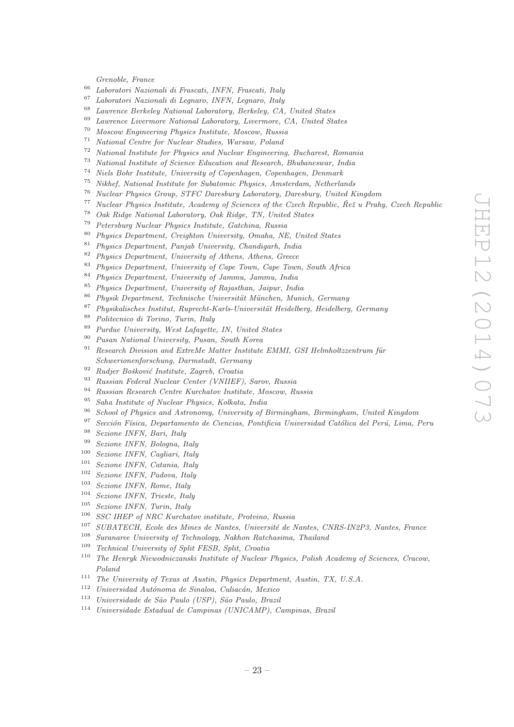*Grenoble, France*

[66] *Laboratori Nazionali di Frascati, INFN, Frascati, Italy*
[67] *Laboratori Nazionali di Legnaro, INFN, Legnaro, Italy*
[68] *Lawrence Berkeley National Laboratory, Berkeley, CA, United States*
[69] *Lawrence Livermore National Laboratory, Livermore, CA, United States*
[70] *Moscow Engineering Physics Institute, Moscow, Russia*
[71] *National Centre for Nuclear Studies, Warsaw, Poland*
[72] *National Institute for Physics and Nuclear Engineering, Bucharest, Romania*
[73] *National Institute of Science Education and Research, Bhubaneswar, India*
[74] *Niels Bohr Institute, University of Copenhagen, Copenhagen, Denmark*
[75] *Nikhef, National Institute for Subatomic Physics, Amsterdam, Netherlands*
[76] *Nuclear Physics Group, STFC Daresbury Laboratory, Daresbury, United Kingdom*
[77] *Nuclear Physics Institute, Academy of Sciences of the Czech Republic, Řež u Prahy, Czech Republic*
[78] *Oak Ridge National Laboratory, Oak Ridge, TN, United States*
[79] *Petersburg Nuclear Physics Institute, Gatchina, Russia*
[80] *Physics Department, Creighton University, Omaha, NE, United States*
[81] *Physics Department, Panjab University, Chandigarh, India*
[82] *Physics Department, University of Athens, Athens, Greece*
[83] *Physics Department, University of Cape Town, Cape Town, South Africa*
[84] *Physics Department, University of Jammu, Jammu, India*
[85] *Physics Department, University of Rajasthan, Jaipur, India*
[86] *Physik Department, Technische Universität München, Munich, Germany*
[87] *Physikalisches Institut, Ruprecht-Karls-Universität Heidelberg, Heidelberg, Germany*
[88] *Politecnico di Torino, Turin, Italy*
[89] *Purdue University, West Lafayette, IN, United States*
[90] *Pusan National University, Pusan, South Korea*
[91] *Research Division and ExtreMe Matter Institute EMMI, GSI Helmholtzzentrum für Schwerionenforschung, Darmstadt, Germany*
[92] *Rudjer Bošković Institute, Zagreb, Croatia*
[93] *Russian Federal Nuclear Center (VNIIEF), Sarov, Russia*
[94] *Russian Research Centre Kurchatov Institute, Moscow, Russia*
[95] *Saha Institute of Nuclear Physics, Kolkata, India*
[96] *School of Physics and Astronomy, University of Birmingham, Birmingham, United Kingdom*
[97] *Sección Física, Departamento de Ciencias, Pontificia Universidad Católica del Perú, Lima, Peru*
[98] *Sezione INFN, Bari, Italy*
[99] *Sezione INFN, Bologna, Italy*
[100] *Sezione INFN, Cagliari, Italy*
[101] *Sezione INFN, Catania, Italy*
[102] *Sezione INFN, Padova, Italy*
[103] *Sezione INFN, Rome, Italy*
[104] *Sezione INFN, Trieste, Italy*
[105] *Sezione INFN, Turin, Italy*
[106] *SSC IHEP of NRC Kurchatov institute, Protvino, Russia*
[107] *SUBATECH, Ecole des Mines de Nantes, Université de Nantes, CNRS-IN2P3, Nantes, France*
[108] *Suranaree University of Technology, Nakhon Ratchasima, Thailand*
[109] *Technical University of Split FESB, Split, Croatia*
[110] *The Henryk Niewodniczanski Institute of Nuclear Physics, Polish Academy of Sciences, Cracow, Poland*
[111] *The University of Texas at Austin, Physics Department, Austin, TX, U.S.A.*
[112] *Universidad Autónoma de Sinaloa, Culiacán, Mexico*
[113] *Universidade de São Paulo (USP), São Paulo, Brazil*
[114] *Universidade Estadual de Campinas (UNICAMP), Campinas, Brazil*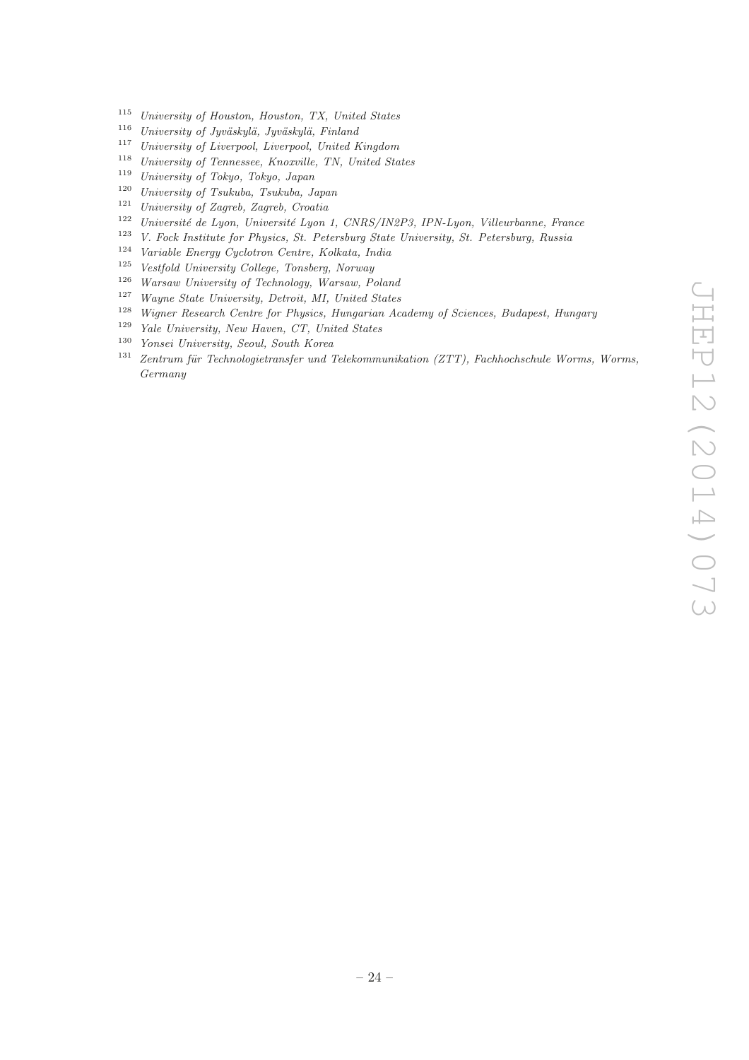[115] *University of Houston, Houston, TX, United States*
[116] *University of Jyväskylä, Jyväskylä, Finland*
[117] *University of Liverpool, Liverpool, United Kingdom*
[118] *University of Tennessee, Knoxville, TN, United States*
[119] *University of Tokyo, Tokyo, Japan*
[120] *University of Tsukuba, Tsukuba, Japan*
[121] *University of Zagreb, Zagreb, Croatia*
[122] *Université de Lyon, Université Lyon 1, CNRS/IN2P3, IPN-Lyon, Villeurbanne, France*
[123] *V. Fock Institute for Physics, St. Petersburg State University, St. Petersburg, Russia*
[124] *Variable Energy Cyclotron Centre, Kolkata, India*
[125] *Vestfold University College, Tonsberg, Norway*
[126] *Warsaw University of Technology, Warsaw, Poland*
[127] *Wayne State University, Detroit, MI, United States*
[128] *Wigner Research Centre for Physics, Hungarian Academy of Sciences, Budapest, Hungary*
[129] *Yale University, New Haven, CT, United States*
[130] *Yonsei University, Seoul, South Korea*
[131] *Zentrum für Technologietransfer und Telekommunikation (ZTT), Fachhochschule Worms, Worms, Germany*